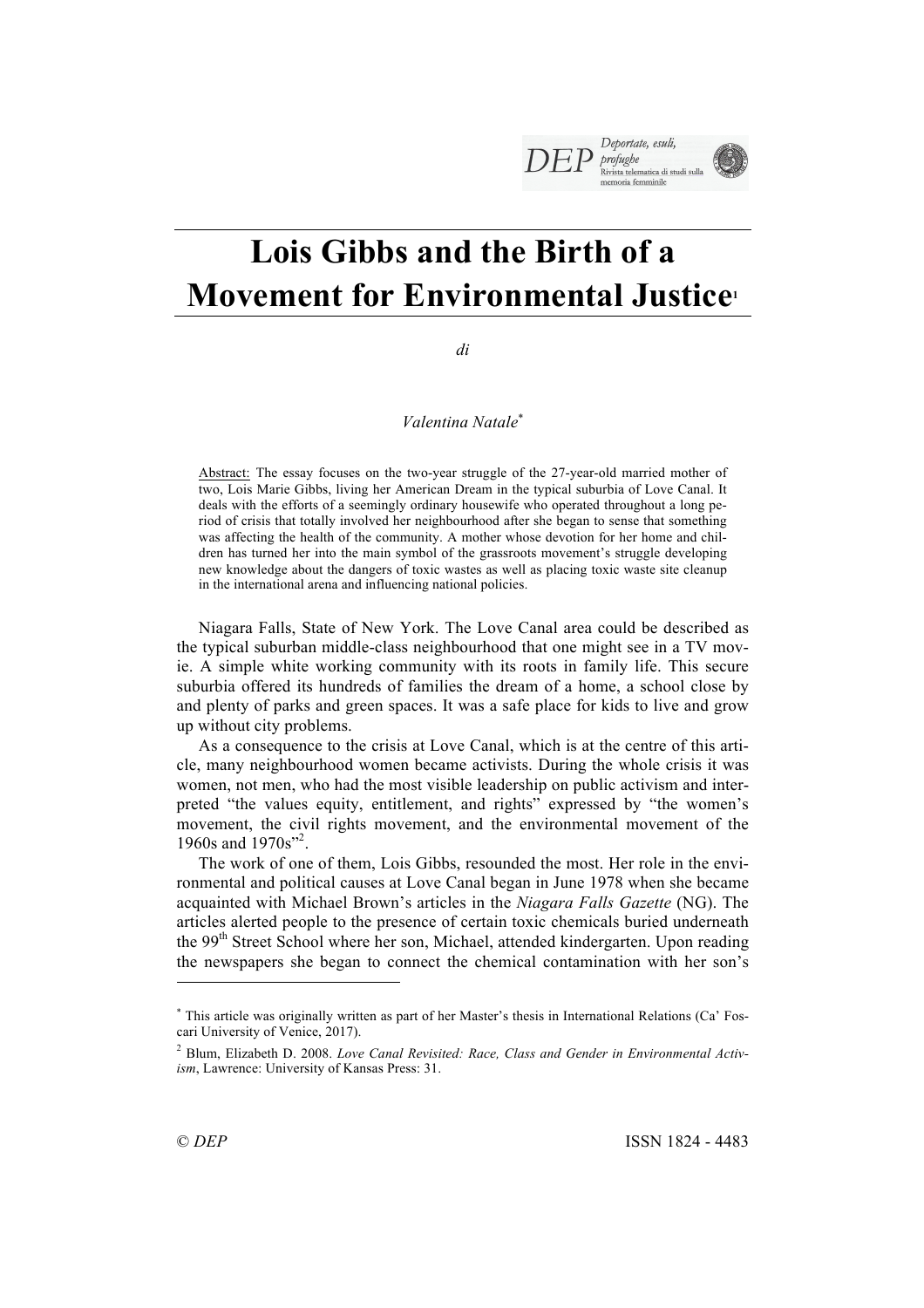# Lois Gibbs and the Birth of a Movement for Environmental Justice[1]

*di*

*Valentina Natale**

Abstract: The essay focuses on the two-year struggle of the 27-year-old married mother of two, Lois Marie Gibbs, living her American Dream in the typical suburbia of Love Canal. It deals with the efforts of a seemingly ordinary housewife who operated throughout a long period of crisis that totally involved her neighbourhood after she began to sense that something was affecting the health of the community. A mother whose devotion for her home and children has turned her into the main symbol of the grassroots movement's struggle developing new knowledge about the dangers of toxic wastes as well as placing toxic waste site cleanup in the international arena and influencing national policies.

Niagara Falls, State of New York. The Love Canal area could be described as the typical suburban middle-class neighbourhood that one might see in a TV movie. A simple white working community with its roots in family life. This secure suburbia offered its hundreds of families the dream of a home, a school close by and plenty of parks and green spaces. It was a safe place for kids to live and grow up without city problems.

As a consequence to the crisis at Love Canal, which is at the centre of this article, many neighbourhood women became activists. During the whole crisis it was women, not men, who had the most visible leadership on public activism and interpreted "the values equity, entitlement, and rights" expressed by "the women's movement, the civil rights movement, and the environmental movement of the 1960s and 1970s"[2].

The work of one of them, Lois Gibbs, resounded the most. Her role in the environmental and political causes at Love Canal began in June 1978 when she became acquainted with Michael Brown's articles in the *Niagara Falls Gazette* (NG). The articles alerted people to the presence of certain toxic chemicals buried underneath the 99th Street School where her son, Michael, attended kindergarten. Upon reading the newspapers she began to connect the chemical contamination with her son's

---

\* This article was originally written as part of her Master's thesis in International Relations (Ca' Foscari University of Venice, 2017).

[2] Blum, Elizabeth D. 2008. *Love Canal Revisited: Race, Class and Gender in Environmental Activism*, Lawrence: University of Kansas Press: 31.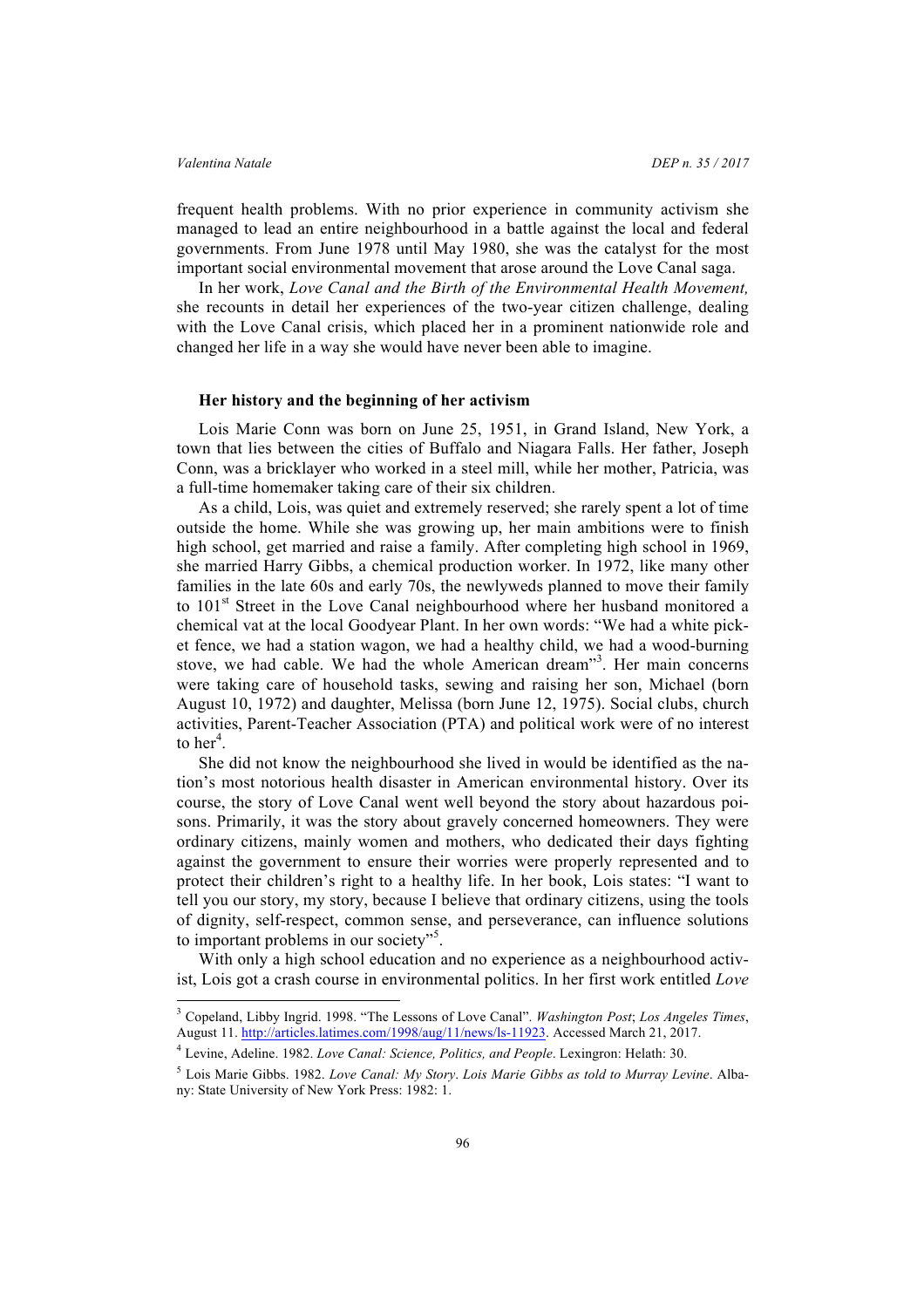frequent health problems. With no prior experience in community activism she managed to lead an entire neighbourhood in a battle against the local and federal governments. From June 1978 until May 1980, she was the catalyst for the most important social environmental movement that arose around the Love Canal saga.

In her work, *Love Canal and the Birth of the Environmental Health Movement,* she recounts in detail her experiences of the two-year citizen challenge, dealing with the Love Canal crisis, which placed her in a prominent nationwide role and changed her life in a way she would have never been able to imagine.

### Her history and the beginning of her activism

Lois Marie Conn was born on June 25, 1951, in Grand Island, New York, a town that lies between the cities of Buffalo and Niagara Falls. Her father, Joseph Conn, was a bricklayer who worked in a steel mill, while her mother, Patricia, was a full-time homemaker taking care of their six children.

As a child, Lois, was quiet and extremely reserved; she rarely spent a lot of time outside the home. While she was growing up, her main ambitions were to finish high school, get married and raise a family. After completing high school in 1969, she married Harry Gibbs, a chemical production worker. In 1972, like many other families in the late 60s and early 70s, the newlyweds planned to move their family to 101st Street in the Love Canal neighbourhood where her husband monitored a chemical vat at the local Goodyear Plant. In her own words: "We had a white picket fence, we had a station wagon, we had a healthy child, we had a wood-burning stove, we had cable. We had the whole American dream"[3]. Her main concerns were taking care of household tasks, sewing and raising her son, Michael (born August 10, 1972) and daughter, Melissa (born June 12, 1975). Social clubs, church activities, Parent-Teacher Association (PTA) and political work were of no interest to her[4].

She did not know the neighbourhood she lived in would be identified as the nation's most notorious health disaster in American environmental history. Over its course, the story of Love Canal went well beyond the story about hazardous poisons. Primarily, it was the story about gravely concerned homeowners. They were ordinary citizens, mainly women and mothers, who dedicated their days fighting against the government to ensure their worries were properly represented and to protect their children's right to a healthy life. In her book, Lois states: "I want to tell you our story, my story, because I believe that ordinary citizens, using the tools of dignity, self-respect, common sense, and perseverance, can influence solutions to important problems in our society"[5].

With only a high school education and no experience as a neighbourhood activist, Lois got a crash course in environmental politics. In her first work entitled *Love*

---

[3] Copeland, Libby Ingrid. 1998. "The Lessons of Love Canal". *Washington Post*; *Los Angeles Times*, August 11. http://articles.latimes.com/1998/aug/11/news/ls-11923. Accessed March 21, 2017.

[4] Levine, Adeline. 1982. *Love Canal: Science, Politics, and People*. Lexingron: Helath: 30.

[5] Lois Marie Gibbs. 1982. *Love Canal: My Story. Lois Marie Gibbs as told to Murray Levine*. Albany: State University of New York Press: 1982: 1.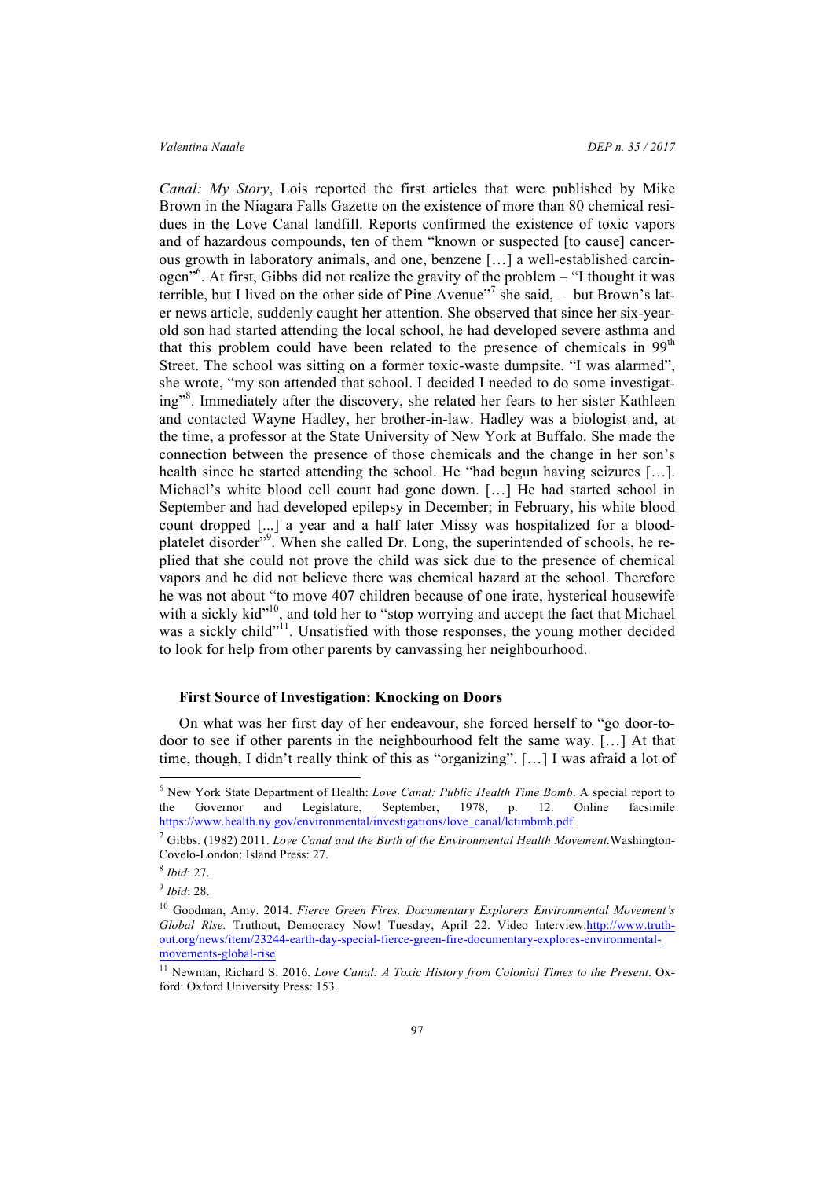*Canal: My Story*, Lois reported the first articles that were published by Mike Brown in the Niagara Falls Gazette on the existence of more than 80 chemical residues in the Love Canal landfill. Reports confirmed the existence of toxic vapors and of hazardous compounds, ten of them "known or suspected [to cause] cancerous growth in laboratory animals, and one, benzene […] a well-established carcinogen"[6]. At first, Gibbs did not realize the gravity of the problem – "I thought it was terrible, but I lived on the other side of Pine Avenue"[7] she said, – but Brown's later news article, suddenly caught her attention. She observed that since her six-year-old son had started attending the local school, he had developed severe asthma and that this problem could have been related to the presence of chemicals in 99th Street. The school was sitting on a former toxic-waste dumpsite. "I was alarmed", she wrote, "my son attended that school. I decided I needed to do some investigating"[8]. Immediately after the discovery, she related her fears to her sister Kathleen and contacted Wayne Hadley, her brother-in-law. Hadley was a biologist and, at the time, a professor at the State University of New York at Buffalo. She made the connection between the presence of those chemicals and the change in her son's health since he started attending the school. He "had begun having seizures […]. Michael's white blood cell count had gone down. […] He had started school in September and had developed epilepsy in December; in February, his white blood count dropped [...] a year and a half later Missy was hospitalized for a blood-platelet disorder"[9]. When she called Dr. Long, the superintended of schools, he replied that she could not prove the child was sick due to the presence of chemical vapors and he did not believe there was chemical hazard at the school. Therefore he was not about "to move 407 children because of one irate, hysterical housewife with a sickly kid"[10], and told her to "stop worrying and accept the fact that Michael was a sickly child"[11]. Unsatisfied with those responses, the young mother decided to look for help from other parents by canvassing her neighbourhood.

### First Source of Investigation: Knocking on Doors

On what was her first day of her endeavour, she forced herself to "go door-to-door to see if other parents in the neighbourhood felt the same way. […] At that time, though, I didn't really think of this as "organizing". […] I was afraid a lot of

---

[6] New York State Department of Health: *Love Canal: Public Health Time Bomb*. A special report to the Governor and Legislature, September, 1978, p. 12. Online facsimile https://www.health.ny.gov/environmental/investigations/love_canal/lctimbmb.pdf

[7] Gibbs. (1982) 2011. *Love Canal and the Birth of the Environmental Health Movement.* Washington-Covelo-London: Island Press: 27.

[8] *Ibid*: 27.

[9] *Ibid*: 28.

[10] Goodman, Amy. 2014. *Fierce Green Fires. Documentary Explorers Environmental Movement's Global Rise.* Truthout, Democracy Now! Tuesday, April 22. Video Interview. http://www.truth-out.org/news/item/23244-earth-day-special-fierce-green-fire-documentary-explores-environmental-movements-global-rise

[11] Newman, Richard S. 2016. *Love Canal: A Toxic History from Colonial Times to the Present*. Oxford: Oxford University Press: 153.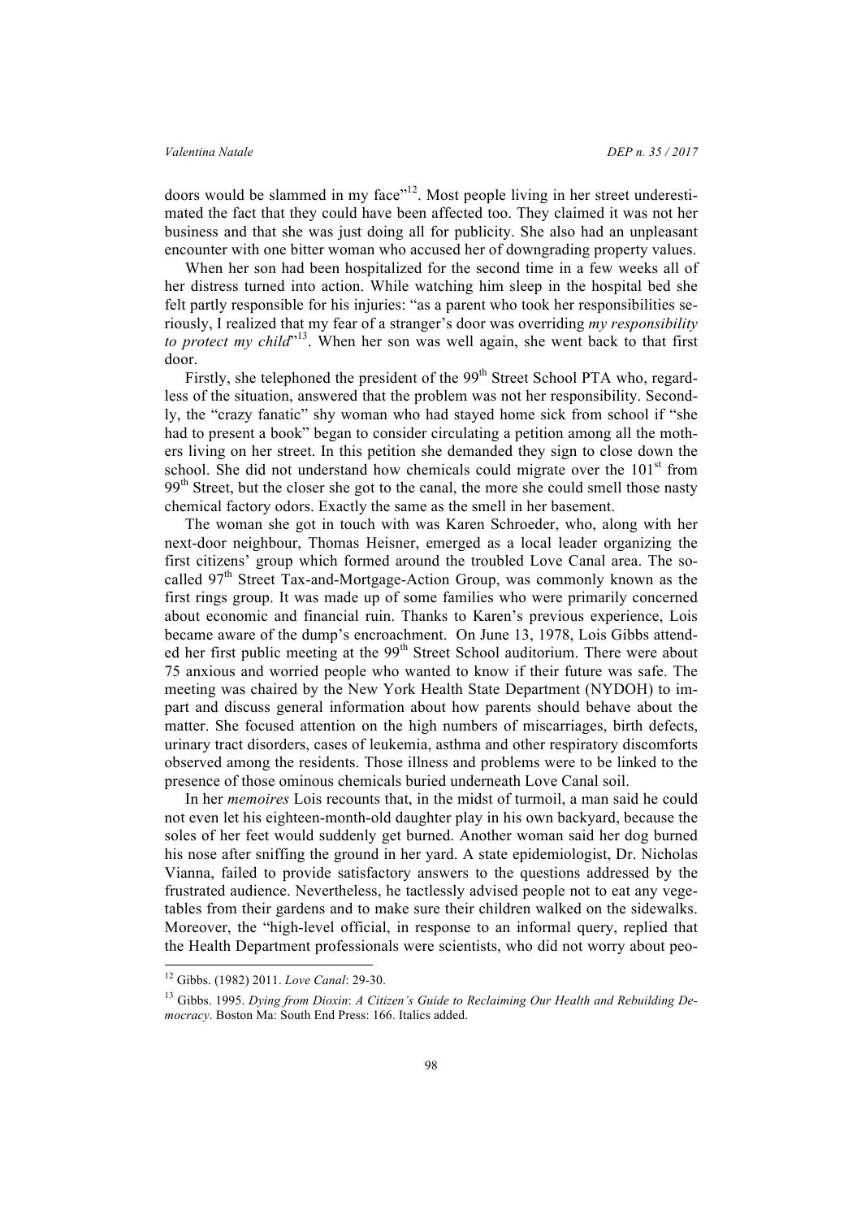doors would be slammed in my face"[12]. Most people living in her street underestimated the fact that they could have been affected too. They claimed it was not her business and that she was just doing all for publicity. She also had an unpleasant encounter with one bitter woman who accused her of downgrading property values.

When her son had been hospitalized for the second time in a few weeks all of her distress turned into action. While watching him sleep in the hospital bed she felt partly responsible for his injuries: "as a parent who took her responsibilities seriously, I realized that my fear of a stranger's door was overriding *my responsibility to protect my child*"[13]. When her son was well again, she went back to that first door.

Firstly, she telephoned the president of the 99th Street School PTA who, regardless of the situation, answered that the problem was not her responsibility. Secondly, the "crazy fanatic" shy woman who had stayed home sick from school if "she had to present a book" began to consider circulating a petition among all the mothers living on her street. In this petition she demanded they sign to close down the school. She did not understand how chemicals could migrate over the 101st from 99th Street, but the closer she got to the canal, the more she could smell those nasty chemical factory odors. Exactly the same as the smell in her basement.

The woman she got in touch with was Karen Schroeder, who, along with her next-door neighbour, Thomas Heisner, emerged as a local leader organizing the first citizens' group which formed around the troubled Love Canal area. The so-called 97th Street Tax-and-Mortgage-Action Group, was commonly known as the first rings group. It was made up of some families who were primarily concerned about economic and financial ruin. Thanks to Karen's previous experience, Lois became aware of the dump's encroachment. On June 13, 1978, Lois Gibbs attended her first public meeting at the 99th Street School auditorium. There were about 75 anxious and worried people who wanted to know if their future was safe. The meeting was chaired by the New York Health State Department (NYDOH) to impart and discuss general information about how parents should behave about the matter. She focused attention on the high numbers of miscarriages, birth defects, urinary tract disorders, cases of leukemia, asthma and other respiratory discomforts observed among the residents. Those illness and problems were to be linked to the presence of those ominous chemicals buried underneath Love Canal soil.

In her *memoires* Lois recounts that, in the midst of turmoil, a man said he could not even let his eighteen-month-old daughter play in his own backyard, because the soles of her feet would suddenly get burned. Another woman said her dog burned his nose after sniffing the ground in her yard. A state epidemiologist, Dr. Nicholas Vianna, failed to provide satisfactory answers to the questions addressed by the frustrated audience. Nevertheless, he tactlessly advised people not to eat any vegetables from their gardens and to make sure their children walked on the sidewalks. Moreover, the "high-level official, in response to an informal query, replied that the Health Department professionals were scientists, who did not worry about peo-

---

[12] Gibbs. (1982) 2011. *Love Canal*: 29-30.

[13] Gibbs. 1995. *Dying from Dioxin*: *A Citizen's Guide to Reclaiming Our Health and Rebuilding Democracy*. Boston Ma: South End Press: 166. Italics added.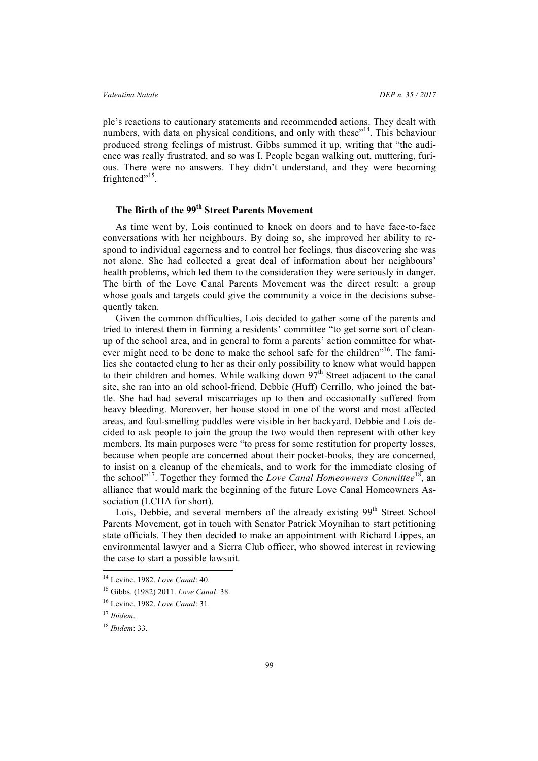ple's reactions to cautionary statements and recommended actions. They dealt with numbers, with data on physical conditions, and only with these"[14]. This behaviour produced strong feelings of mistrust. Gibbs summed it up, writing that "the audience was really frustrated, and so was I. People began walking out, muttering, furious. There were no answers. They didn't understand, and they were becoming frightened"[15].

## The Birth of the 99th Street Parents Movement

As time went by, Lois continued to knock on doors and to have face-to-face conversations with her neighbours. By doing so, she improved her ability to respond to individual eagerness and to control her feelings, thus discovering she was not alone. She had collected a great deal of information about her neighbours' health problems, which led them to the consideration they were seriously in danger. The birth of the Love Canal Parents Movement was the direct result: a group whose goals and targets could give the community a voice in the decisions subsequently taken.

Given the common difficulties, Lois decided to gather some of the parents and tried to interest them in forming a residents' committee "to get some sort of clean-up of the school area, and in general to form a parents' action committee for whatever might need to be done to make the school safe for the children"[16]. The families she contacted clung to her as their only possibility to know what would happen to their children and homes. While walking down 97th Street adjacent to the canal site, she ran into an old school-friend, Debbie (Huff) Cerrillo, who joined the battle. She had had several miscarriages up to then and occasionally suffered from heavy bleeding. Moreover, her house stood in one of the worst and most affected areas, and foul-smelling puddles were visible in her backyard. Debbie and Lois decided to ask people to join the group the two would then represent with other key members. Its main purposes were "to press for some restitution for property losses, because when people are concerned about their pocket-books, they are concerned, to insist on a cleanup of the chemicals, and to work for the immediate closing of the school"[17]. Together they formed the *Love Canal Homeowners Committee*[18], an alliance that would mark the beginning of the future Love Canal Homeowners Association (LCHA for short).

Lois, Debbie, and several members of the already existing 99th Street School Parents Movement, got in touch with Senator Patrick Moynihan to start petitioning state officials. They then decided to make an appointment with Richard Lippes, an environmental lawyer and a Sierra Club officer, who showed interest in reviewing the case to start a possible lawsuit.

---

[14] Levine. 1982. *Love Canal*: 40.

[15] Gibbs. (1982) 2011. *Love Canal*: 38.

[16] Levine. 1982. *Love Canal*: 31.

[17] *Ibidem*.

[18] *Ibidem*: 33.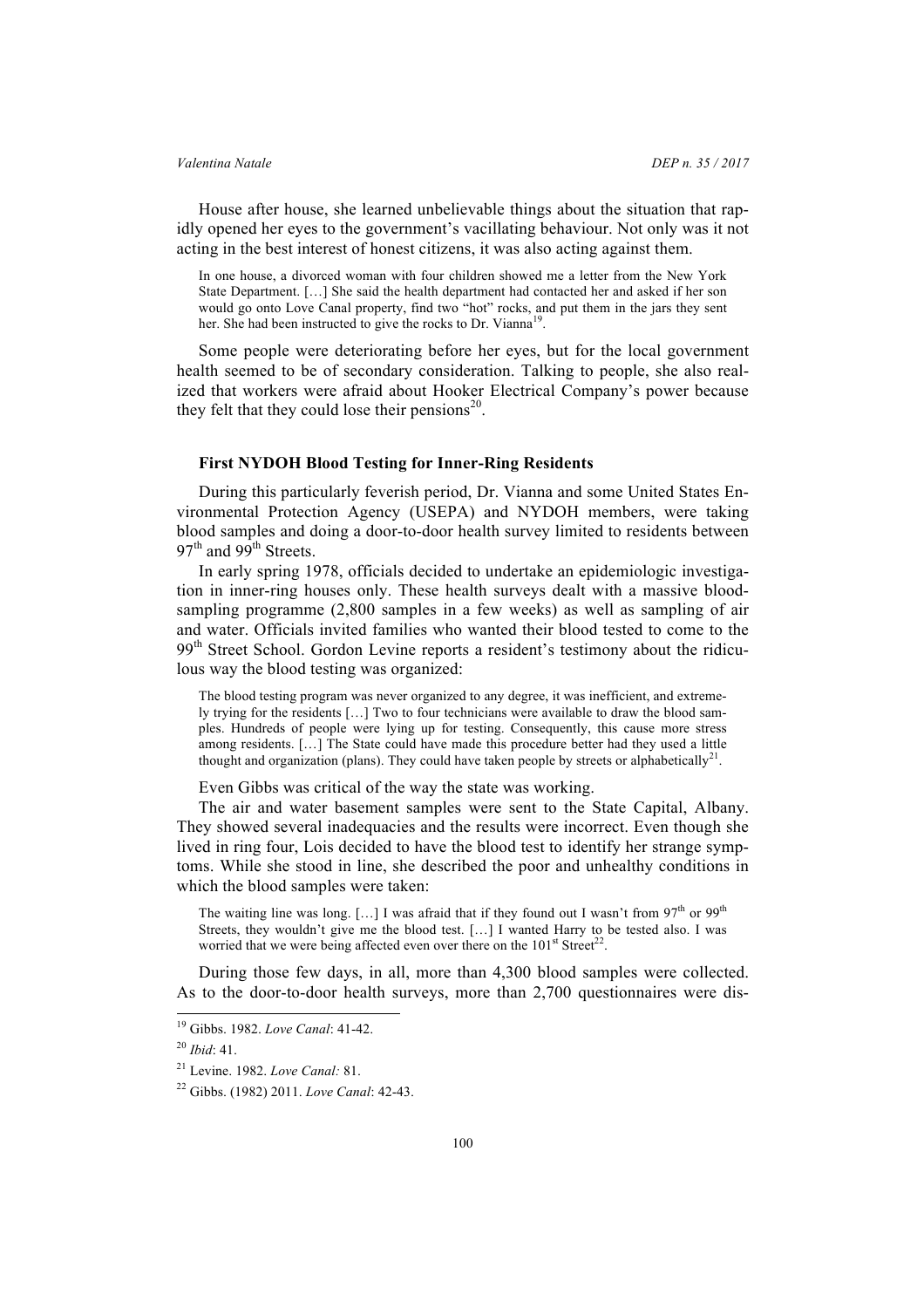House after house, she learned unbelievable things about the situation that rapidly opened her eyes to the government's vacillating behaviour. Not only was it not acting in the best interest of honest citizens, it was also acting against them.

> In one house, a divorced woman with four children showed me a letter from the New York State Department. […] She said the health department had contacted her and asked if her son would go onto Love Canal property, find two "hot" rocks, and put them in the jars they sent her. She had been instructed to give the rocks to Dr. Vianna[19].

Some people were deteriorating before her eyes, but for the local government health seemed to be of secondary consideration. Talking to people, she also realized that workers were afraid about Hooker Electrical Company's power because they felt that they could lose their pensions[20].

### First NYDOH Blood Testing for Inner-Ring Residents

During this particularly feverish period, Dr. Vianna and some United States Environmental Protection Agency (USEPA) and NYDOH members, were taking blood samples and doing a door-to-door health survey limited to residents between 97th and 99th Streets.

In early spring 1978, officials decided to undertake an epidemiologic investigation in inner-ring houses only. These health surveys dealt with a massive blood-sampling programme (2,800 samples in a few weeks) as well as sampling of air and water. Officials invited families who wanted their blood tested to come to the 99th Street School. Gordon Levine reports a resident's testimony about the ridiculous way the blood testing was organized:

> The blood testing program was never organized to any degree, it was inefficient, and extremely trying for the residents […] Two to four technicians were available to draw the blood samples. Hundreds of people were lying up for testing. Consequently, this cause more stress among residents. […] The State could have made this procedure better had they used a little thought and organization (plans). They could have taken people by streets or alphabetically[21].

Even Gibbs was critical of the way the state was working.

The air and water basement samples were sent to the State Capital, Albany. They showed several inadequacies and the results were incorrect. Even though she lived in ring four, Lois decided to have the blood test to identify her strange symptoms. While she stood in line, she described the poor and unhealthy conditions in which the blood samples were taken:

> The waiting line was long. […] I was afraid that if they found out I wasn't from 97th or 99th Streets, they wouldn't give me the blood test. […] I wanted Harry to be tested also. I was worried that we were being affected even over there on the 101st Street[22].

During those few days, in all, more than 4,300 blood samples were collected. As to the door-to-door health surveys, more than 2,700 questionnaires were dis-

---

[19] Gibbs. 1982. *Love Canal*: 41-42.

[20] *Ibid*: 41.

[21] Levine. 1982. *Love Canal:* 81.

[22] Gibbs. (1982) 2011. *Love Canal*: 42-43.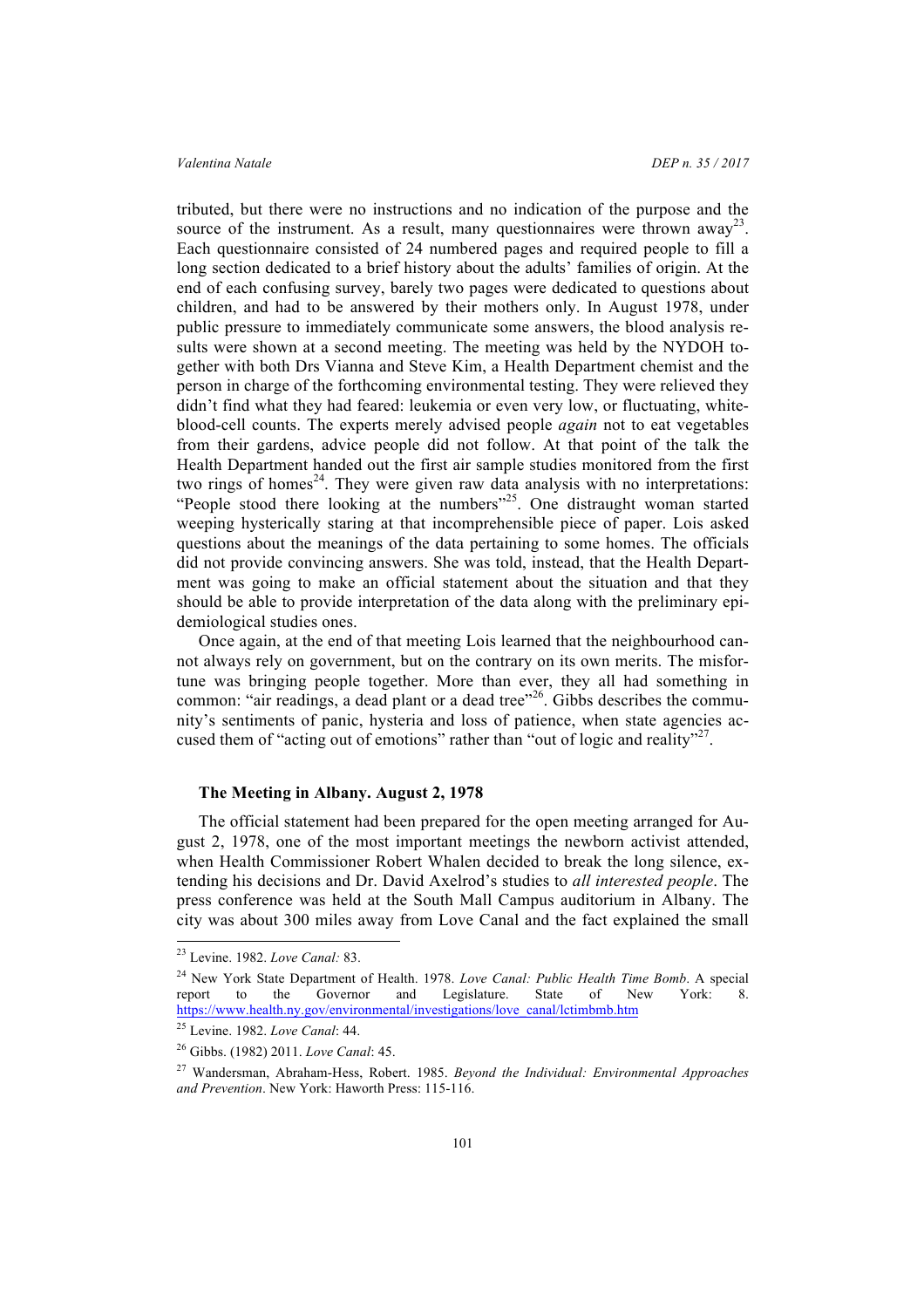tributed, but there were no instructions and no indication of the purpose and the source of the instrument. As a result, many questionnaires were thrown away[23]. Each questionnaire consisted of 24 numbered pages and required people to fill a long section dedicated to a brief history about the adults' families of origin. At the end of each confusing survey, barely two pages were dedicated to questions about children, and had to be answered by their mothers only. In August 1978, under public pressure to immediately communicate some answers, the blood analysis results were shown at a second meeting. The meeting was held by the NYDOH together with both Drs Vianna and Steve Kim, a Health Department chemist and the person in charge of the forthcoming environmental testing. They were relieved they didn't find what they had feared: leukemia or even very low, or fluctuating, white-blood-cell counts. The experts merely advised people *again* not to eat vegetables from their gardens, advice people did not follow. At that point of the talk the Health Department handed out the first air sample studies monitored from the first two rings of homes[24]. They were given raw data analysis with no interpretations: "People stood there looking at the numbers"[25]. One distraught woman started weeping hysterically staring at that incomprehensible piece of paper. Lois asked questions about the meanings of the data pertaining to some homes. The officials did not provide convincing answers. She was told, instead, that the Health Department was going to make an official statement about the situation and that they should be able to provide interpretation of the data along with the preliminary epidemiological studies ones.

Once again, at the end of that meeting Lois learned that the neighbourhood cannot always rely on government, but on the contrary on its own merits. The misfortune was bringing people together. More than ever, they all had something in common: "air readings, a dead plant or a dead tree"[26]. Gibbs describes the community's sentiments of panic, hysteria and loss of patience, when state agencies accused them of "acting out of emotions" rather than "out of logic and reality"[27].

### The Meeting in Albany. August 2, 1978

The official statement had been prepared for the open meeting arranged for August 2, 1978, one of the most important meetings the newborn activist attended, when Health Commissioner Robert Whalen decided to break the long silence, extending his decisions and Dr. David Axelrod's studies to *all interested people*. The press conference was held at the South Mall Campus auditorium in Albany. The city was about 300 miles away from Love Canal and the fact explained the small

---

[23] Levine. 1982. *Love Canal:* 83.

[24] New York State Department of Health. 1978. *Love Canal: Public Health Time Bomb*. A special report to the Governor and Legislature. State of New York: 8. https://www.health.ny.gov/environmental/investigations/love_canal/lctimbmb.htm

[25] Levine. 1982. *Love Canal*: 44.

[26] Gibbs. (1982) 2011. *Love Canal*: 45.

[27] Wandersman, Abraham-Hess, Robert. 1985. *Beyond the Individual: Environmental Approaches and Prevention*. New York: Haworth Press: 115-116.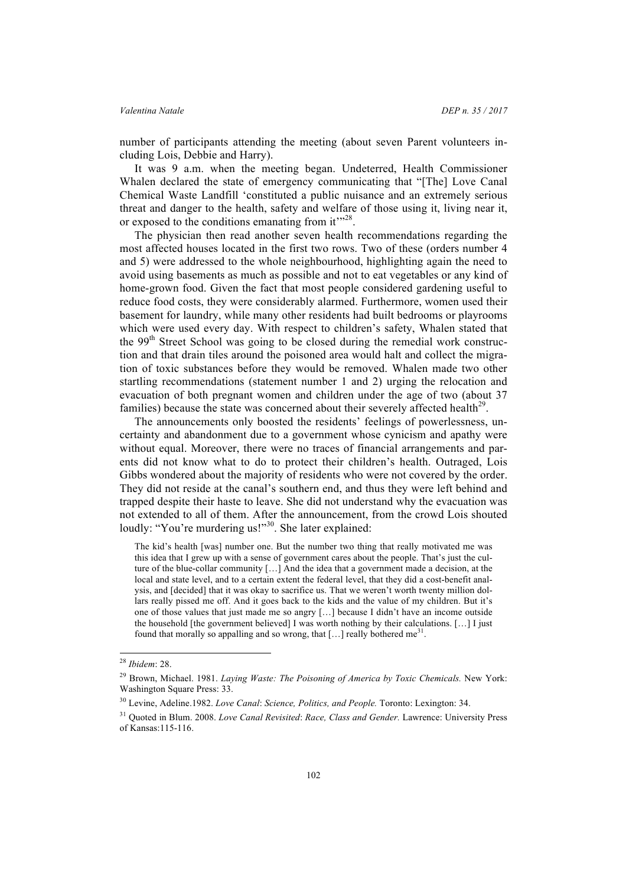number of participants attending the meeting (about seven Parent volunteers including Lois, Debbie and Harry).

It was 9 a.m. when the meeting began. Undeterred, Health Commissioner Whalen declared the state of emergency communicating that "[The] Love Canal Chemical Waste Landfill 'constituted a public nuisance and an extremely serious threat and danger to the health, safety and welfare of those using it, living near it, or exposed to the conditions emanating from it'"[28].

The physician then read another seven health recommendations regarding the most affected houses located in the first two rows. Two of these (orders number 4 and 5) were addressed to the whole neighbourhood, highlighting again the need to avoid using basements as much as possible and not to eat vegetables or any kind of home-grown food. Given the fact that most people considered gardening useful to reduce food costs, they were considerably alarmed. Furthermore, women used their basement for laundry, while many other residents had built bedrooms or playrooms which were used every day. With respect to children's safety, Whalen stated that the 99th Street School was going to be closed during the remedial work construction and that drain tiles around the poisoned area would halt and collect the migration of toxic substances before they would be removed. Whalen made two other startling recommendations (statement number 1 and 2) urging the relocation and evacuation of both pregnant women and children under the age of two (about 37 families) because the state was concerned about their severely affected health[29].

The announcements only boosted the residents' feelings of powerlessness, uncertainty and abandonment due to a government whose cynicism and apathy were without equal. Moreover, there were no traces of financial arrangements and parents did not know what to do to protect their children's health. Outraged, Lois Gibbs wondered about the majority of residents who were not covered by the order. They did not reside at the canal's southern end, and thus they were left behind and trapped despite their haste to leave. She did not understand why the evacuation was not extended to all of them. After the announcement, from the crowd Lois shouted loudly: "You're murdering us!"[30]. She later explained:

> The kid's health [was] number one. But the number two thing that really motivated me was this idea that I grew up with a sense of government cares about the people. That's just the culture of the blue-collar community […] And the idea that a government made a decision, at the local and state level, and to a certain extent the federal level, that they did a cost-benefit analysis, and [decided] that it was okay to sacrifice us. That we weren't worth twenty million dollars really pissed me off. And it goes back to the kids and the value of my children. But it's one of those values that just made me so angry […] because I didn't have an income outside the household [the government believed] I was worth nothing by their calculations. […] I just found that morally so appalling and so wrong, that […] really bothered me[31].

---

[28] *Ibidem*: 28.

[29] Brown, Michael. 1981. *Laying Waste: The Poisoning of America by Toxic Chemicals.* New York: Washington Square Press: 33.

[30] Levine, Adeline.1982. *Love Canal*: *Science, Politics, and People.* Toronto: Lexington: 34.

[31] Quoted in Blum. 2008. *Love Canal Revisited*: *Race, Class and Gender.* Lawrence: University Press of Kansas:115-116.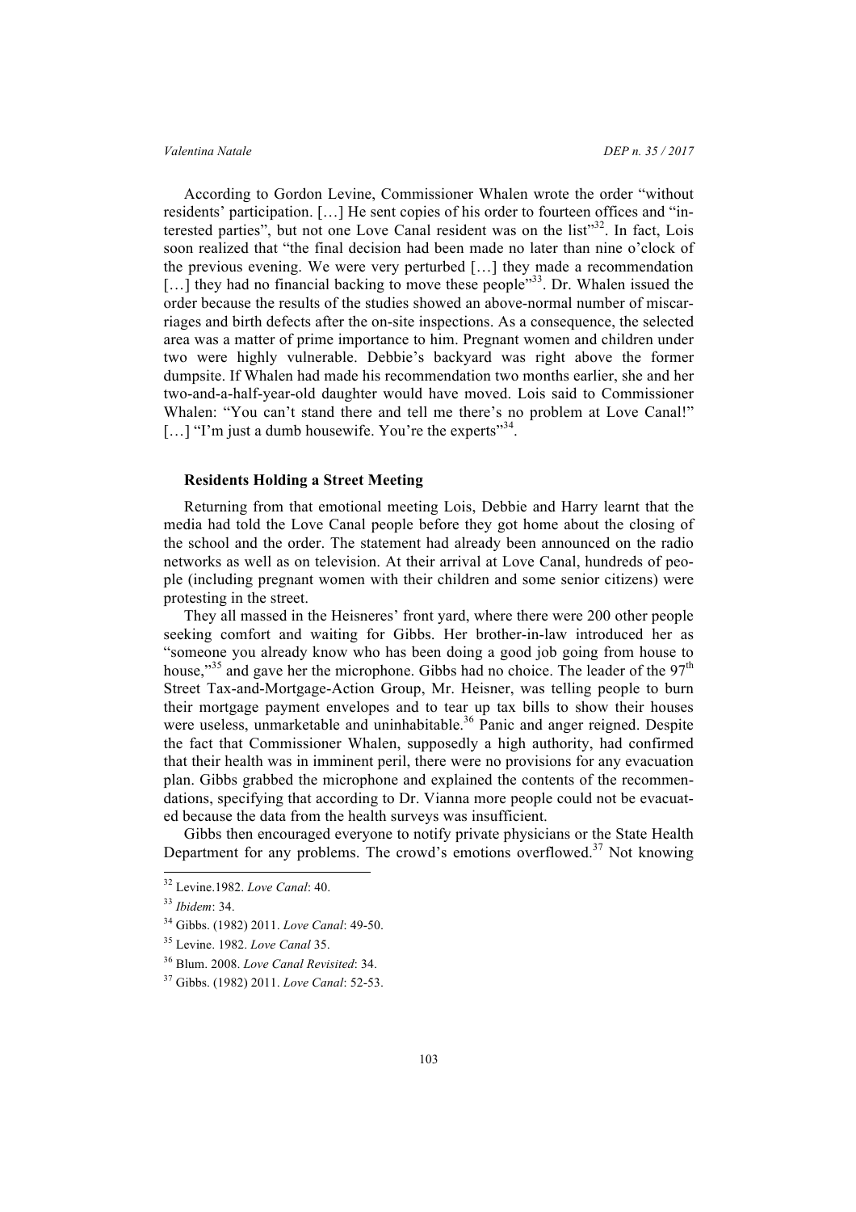According to Gordon Levine, Commissioner Whalen wrote the order "without residents' participation. […] He sent copies of his order to fourteen offices and "interested parties", but not one Love Canal resident was on the list"[32]. In fact, Lois soon realized that "the final decision had been made no later than nine o'clock of the previous evening. We were very perturbed […] they made a recommendation […] they had no financial backing to move these people"[33]. Dr. Whalen issued the order because the results of the studies showed an above-normal number of miscarriages and birth defects after the on-site inspections. As a consequence, the selected area was a matter of prime importance to him. Pregnant women and children under two were highly vulnerable. Debbie's backyard was right above the former dumpsite. If Whalen had made his recommendation two months earlier, she and her two-and-a-half-year-old daughter would have moved. Lois said to Commissioner Whalen: "You can't stand there and tell me there's no problem at Love Canal!" […] "I'm just a dumb housewife. You're the experts"[34].

### Residents Holding a Street Meeting

Returning from that emotional meeting Lois, Debbie and Harry learnt that the media had told the Love Canal people before they got home about the closing of the school and the order. The statement had already been announced on the radio networks as well as on television. At their arrival at Love Canal, hundreds of people (including pregnant women with their children and some senior citizens) were protesting in the street.

They all massed in the Heisneres' front yard, where there were 200 other people seeking comfort and waiting for Gibbs. Her brother-in-law introduced her as "someone you already know who has been doing a good job going from house to house,"[35] and gave her the microphone. Gibbs had no choice. The leader of the 97th Street Tax-and-Mortgage-Action Group, Mr. Heisner, was telling people to burn their mortgage payment envelopes and to tear up tax bills to show their houses were useless, unmarketable and uninhabitable.[36] Panic and anger reigned. Despite the fact that Commissioner Whalen, supposedly a high authority, had confirmed that their health was in imminent peril, there were no provisions for any evacuation plan. Gibbs grabbed the microphone and explained the contents of the recommendations, specifying that according to Dr. Vianna more people could not be evacuated because the data from the health surveys was insufficient.

Gibbs then encouraged everyone to notify private physicians or the State Health Department for any problems. The crowd's emotions overflowed.[37] Not knowing

---

[32] Levine.1982. *Love Canal*: 40.

[33] *Ibidem*: 34.

[34] Gibbs. (1982) 2011. *Love Canal*: 49-50.

[35] Levine. 1982. *Love Canal* 35.

[36] Blum. 2008. *Love Canal Revisited*: 34.

[37] Gibbs. (1982) 2011. *Love Canal*: 52-53.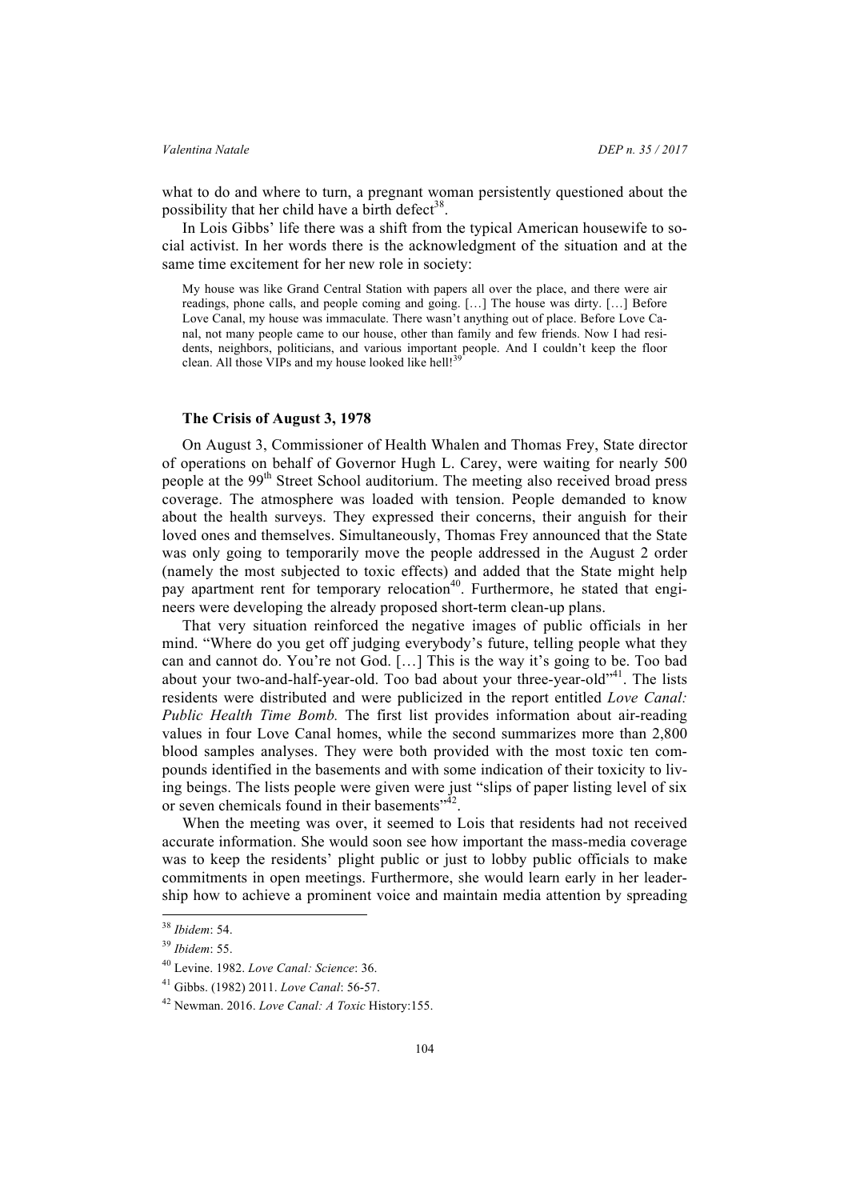what to do and where to turn, a pregnant woman persistently questioned about the possibility that her child have a birth defect[38].

In Lois Gibbs' life there was a shift from the typical American housewife to social activist. In her words there is the acknowledgment of the situation and at the same time excitement for her new role in society:

> My house was like Grand Central Station with papers all over the place, and there were air readings, phone calls, and people coming and going. […] The house was dirty. […] Before Love Canal, my house was immaculate. There wasn't anything out of place. Before Love Canal, not many people came to our house, other than family and few friends. Now I had residents, neighbors, politicians, and various important people. And I couldn't keep the floor clean. All those VIPs and my house looked like hell![39]

### The Crisis of August 3, 1978

On August 3, Commissioner of Health Whalen and Thomas Frey, State director of operations on behalf of Governor Hugh L. Carey, were waiting for nearly 500 people at the 99th Street School auditorium. The meeting also received broad press coverage. The atmosphere was loaded with tension. People demanded to know about the health surveys. They expressed their concerns, their anguish for their loved ones and themselves. Simultaneously, Thomas Frey announced that the State was only going to temporarily move the people addressed in the August 2 order (namely the most subjected to toxic effects) and added that the State might help pay apartment rent for temporary relocation[40]. Furthermore, he stated that engineers were developing the already proposed short-term clean-up plans.

That very situation reinforced the negative images of public officials in her mind. "Where do you get off judging everybody's future, telling people what they can and cannot do. You're not God. […] This is the way it's going to be. Too bad about your two-and-half-year-old. Too bad about your three-year-old"[41]. The lists residents were distributed and were publicized in the report entitled *Love Canal: Public Health Time Bomb.* The first list provides information about air-reading values in four Love Canal homes, while the second summarizes more than 2,800 blood samples analyses. They were both provided with the most toxic ten compounds identified in the basements and with some indication of their toxicity to living beings. The lists people were given were just "slips of paper listing level of six or seven chemicals found in their basements"[42].

When the meeting was over, it seemed to Lois that residents had not received accurate information. She would soon see how important the mass-media coverage was to keep the residents' plight public or just to lobby public officials to make commitments in open meetings. Furthermore, she would learn early in her leadership how to achieve a prominent voice and maintain media attention by spreading

---

[38] *Ibidem*: 54.

[39] *Ibidem*: 55.

[40] Levine. 1982. *Love Canal: Science*: 36.

[41] Gibbs. (1982) 2011. *Love Canal*: 56-57.

[42] Newman. 2016. *Love Canal: A Toxic* History:155.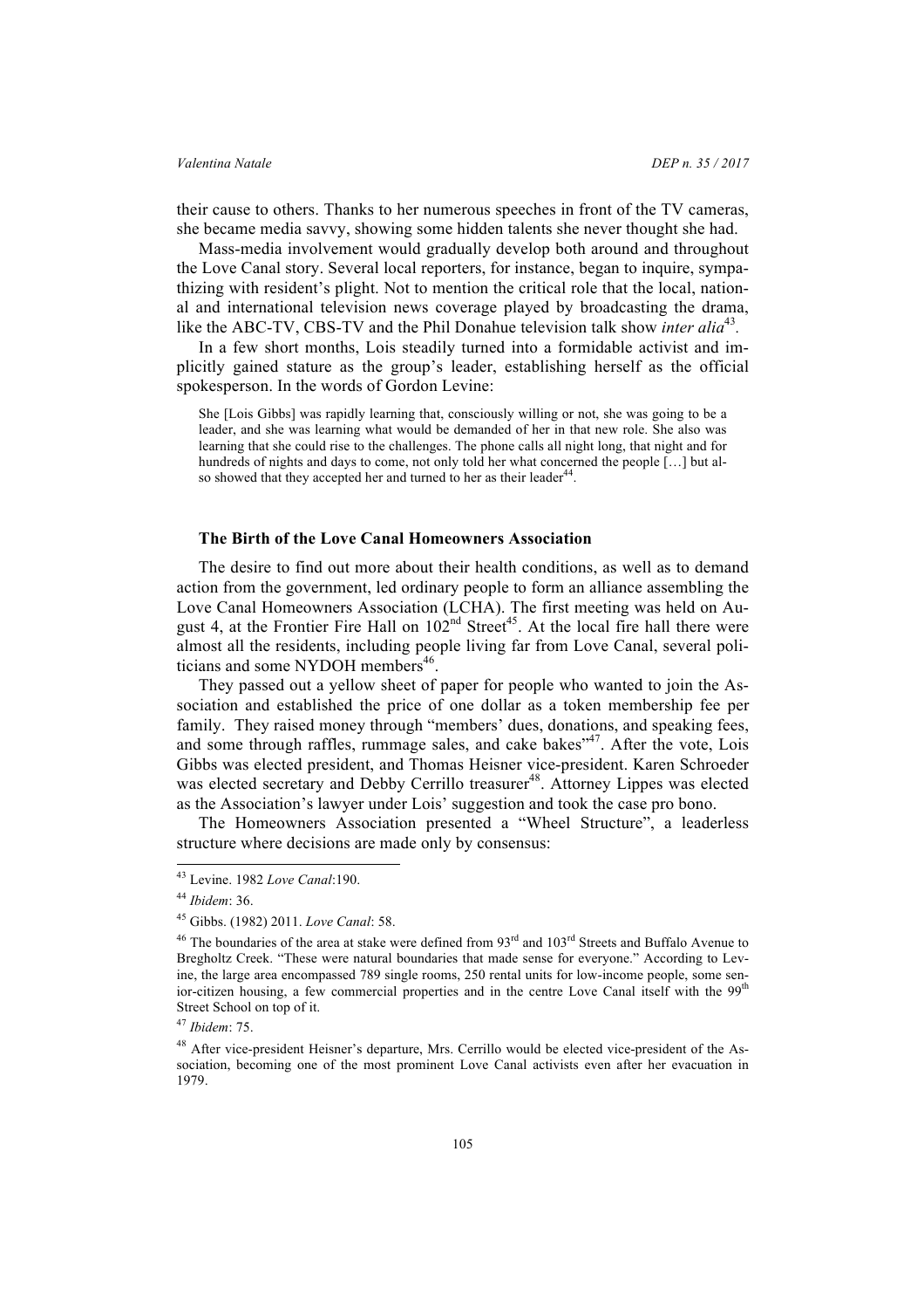their cause to others. Thanks to her numerous speeches in front of the TV cameras, she became media savvy, showing some hidden talents she never thought she had.

Mass-media involvement would gradually develop both around and throughout the Love Canal story. Several local reporters, for instance, began to inquire, sympathizing with resident's plight. Not to mention the critical role that the local, national and international television news coverage played by broadcasting the drama, like the ABC-TV, CBS-TV and the Phil Donahue television talk show *inter alia*[43].

In a few short months, Lois steadily turned into a formidable activist and implicitly gained stature as the group's leader, establishing herself as the official spokesperson. In the words of Gordon Levine:

> She [Lois Gibbs] was rapidly learning that, consciously willing or not, she was going to be a leader, and she was learning what would be demanded of her in that new role. She also was learning that she could rise to the challenges. The phone calls all night long, that night and for hundreds of nights and days to come, not only told her what concerned the people […] but also showed that they accepted her and turned to her as their leader[44].

### The Birth of the Love Canal Homeowners Association

The desire to find out more about their health conditions, as well as to demand action from the government, led ordinary people to form an alliance assembling the Love Canal Homeowners Association (LCHA). The first meeting was held on August 4, at the Frontier Fire Hall on 102nd Street[45]. At the local fire hall there were almost all the residents, including people living far from Love Canal, several politicians and some NYDOH members[46].

They passed out a yellow sheet of paper for people who wanted to join the Association and established the price of one dollar as a token membership fee per family. They raised money through "members' dues, donations, and speaking fees, and some through raffles, rummage sales, and cake bakes"[47]. After the vote, Lois Gibbs was elected president, and Thomas Heisner vice-president. Karen Schroeder was elected secretary and Debby Cerrillo treasurer[48]. Attorney Lippes was elected as the Association's lawyer under Lois' suggestion and took the case pro bono.

The Homeowners Association presented a "Wheel Structure", a leaderless structure where decisions are made only by consensus:

---

[43] Levine. 1982 *Love Canal*:190.

[44] *Ibidem*: 36.

[45] Gibbs. (1982) 2011. *Love Canal*: 58.

[46] The boundaries of the area at stake were defined from 93rd and 103rd Streets and Buffalo Avenue to Bregholtz Creek. "These were natural boundaries that made sense for everyone." According to Levine, the large area encompassed 789 single rooms, 250 rental units for low-income people, some senior-citizen housing, a few commercial properties and in the centre Love Canal itself with the 99th Street School on top of it.

[47] *Ibidem*: 75.

[48] After vice-president Heisner's departure, Mrs. Cerrillo would be elected vice-president of the Association, becoming one of the most prominent Love Canal activists even after her evacuation in 1979.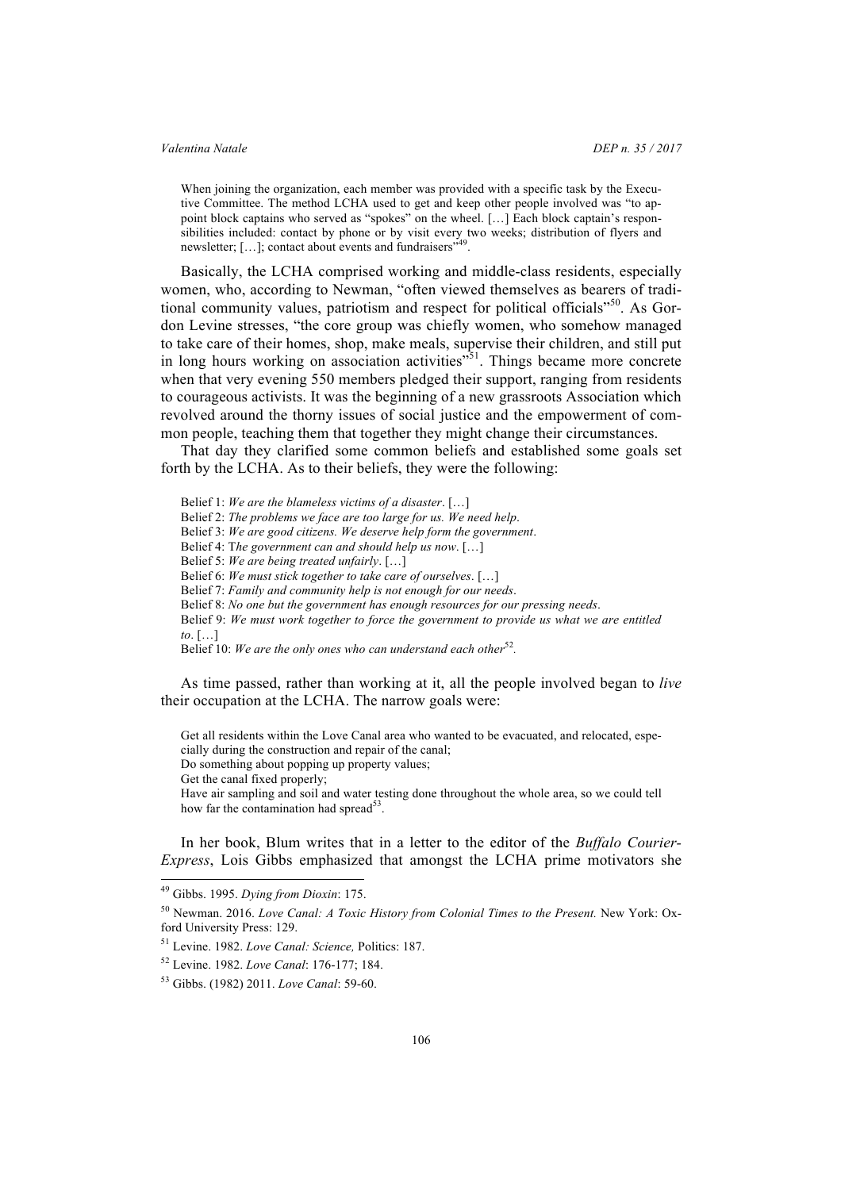> When joining the organization, each member was provided with a specific task by the Executive Committee. The method LCHA used to get and keep other people involved was "to appoint block captains who served as "spokes" on the wheel. […] Each block captain's responsibilities included: contact by phone or by visit every two weeks; distribution of flyers and newsletter; […]; contact about events and fundraisers"[49].

Basically, the LCHA comprised working and middle-class residents, especially women, who, according to Newman, "often viewed themselves as bearers of traditional community values, patriotism and respect for political officials"[50]. As Gordon Levine stresses, "the core group was chiefly women, who somehow managed to take care of their homes, shop, make meals, supervise their children, and still put in long hours working on association activities"[51]. Things became more concrete when that very evening 550 members pledged their support, ranging from residents to courageous activists. It was the beginning of a new grassroots Association which revolved around the thorny issues of social justice and the empowerment of common people, teaching them that together they might change their circumstances.

That day they clarified some common beliefs and established some goals set forth by the LCHA. As to their beliefs, they were the following:

> Belief 1: *We are the blameless victims of a disaster*. […]
> Belief 2: *The problems we face are too large for us. We need help*.
> Belief 3: *We are good citizens. We deserve help form the government*.
> Belief 4: T*he government can and should help us now*. […]
> Belief 5: *We are being treated unfairly*. […]
> Belief 6: *We must stick together to take care of ourselves*. […]
> Belief 7: *Family and community help is not enough for our needs*.
> Belief 8: *No one but the government has enough resources for our pressing needs*.
> Belief 9: *We must work together to force the government to provide us what we are entitled to*. […]
> Belief 10: *We are the only ones who can understand each other*[52].

As time passed, rather than working at it, all the people involved began to *live* their occupation at the LCHA. The narrow goals were:

> Get all residents within the Love Canal area who wanted to be evacuated, and relocated, especially during the construction and repair of the canal;
> Do something about popping up property values;
> Get the canal fixed properly;
> Have air sampling and soil and water testing done throughout the whole area, so we could tell how far the contamination had spread[53].

In her book, Blum writes that in a letter to the editor of the *Buffalo Courier-Express*, Lois Gibbs emphasized that amongst the LCHA prime motivators she

---

[49] Gibbs. 1995. *Dying from Dioxin*: 175.

[50] Newman. 2016. *Love Canal: A Toxic History from Colonial Times to the Present.* New York: Oxford University Press: 129.

[51] Levine. 1982. *Love Canal: Science,* Politics: 187.

[52] Levine. 1982. *Love Canal*: 176-177; 184.

[53] Gibbs. (1982) 2011. *Love Canal*: 59-60.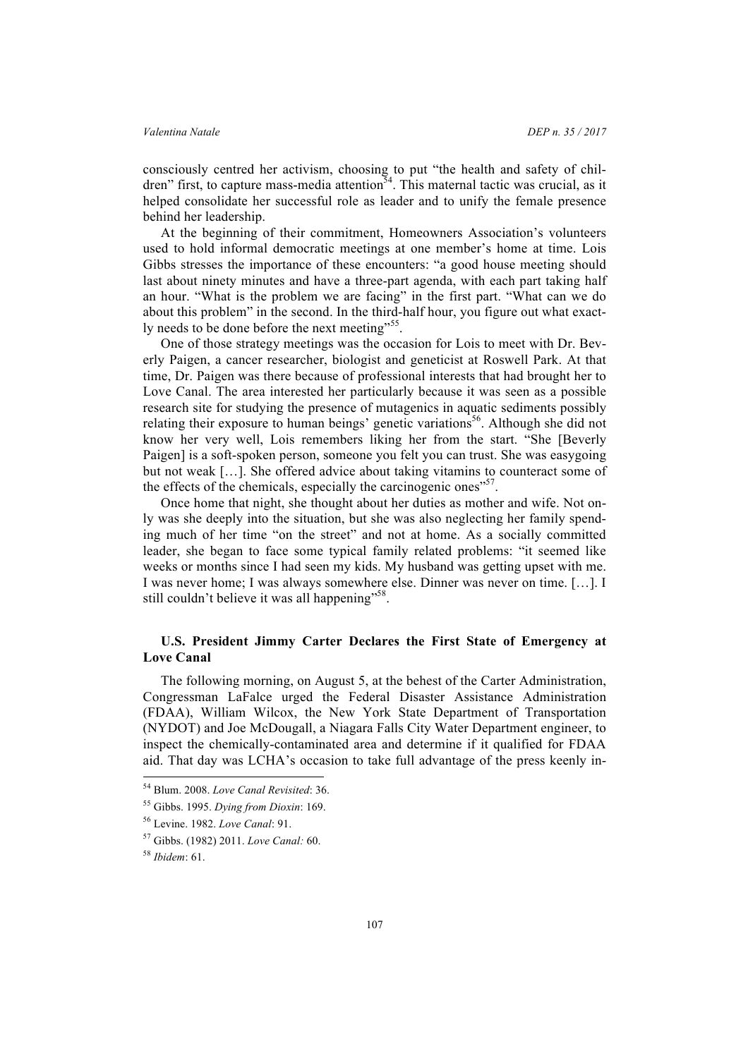consciously centred her activism, choosing to put "the health and safety of children" first, to capture mass-media attention[54]. This maternal tactic was crucial, as it helped consolidate her successful role as leader and to unify the female presence behind her leadership.

At the beginning of their commitment, Homeowners Association's volunteers used to hold informal democratic meetings at one member's home at time. Lois Gibbs stresses the importance of these encounters: "a good house meeting should last about ninety minutes and have a three-part agenda, with each part taking half an hour. "What is the problem we are facing" in the first part. "What can we do about this problem" in the second. In the third-half hour, you figure out what exactly needs to be done before the next meeting"[55].

One of those strategy meetings was the occasion for Lois to meet with Dr. Beverly Paigen, a cancer researcher, biologist and geneticist at Roswell Park. At that time, Dr. Paigen was there because of professional interests that had brought her to Love Canal. The area interested her particularly because it was seen as a possible research site for studying the presence of mutagenics in aquatic sediments possibly relating their exposure to human beings' genetic variations[56]. Although she did not know her very well, Lois remembers liking her from the start. "She [Beverly Paigen] is a soft-spoken person, someone you felt you can trust. She was easygoing but not weak […]. She offered advice about taking vitamins to counteract some of the effects of the chemicals, especially the carcinogenic ones"[57].

Once home that night, she thought about her duties as mother and wife. Not only was she deeply into the situation, but she was also neglecting her family spending much of her time "on the street" and not at home. As a socially committed leader, she began to face some typical family related problems: "it seemed like weeks or months since I had seen my kids. My husband was getting upset with me. I was never home; I was always somewhere else. Dinner was never on time. […]. I still couldn't believe it was all happening"[58].

## U.S. President Jimmy Carter Declares the First State of Emergency at Love Canal

The following morning, on August 5, at the behest of the Carter Administration, Congressman LaFalce urged the Federal Disaster Assistance Administration (FDAA), William Wilcox, the New York State Department of Transportation (NYDOT) and Joe McDougall, a Niagara Falls City Water Department engineer, to inspect the chemically-contaminated area and determine if it qualified for FDAA aid. That day was LCHA's occasion to take full advantage of the press keenly in-

---

[54] Blum. 2008. *Love Canal Revisited*: 36.

[55] Gibbs. 1995. *Dying from Dioxin*: 169.

[56] Levine. 1982. *Love Canal*: 91.

[57] Gibbs. (1982) 2011. *Love Canal:* 60.

[58] *Ibidem*: 61.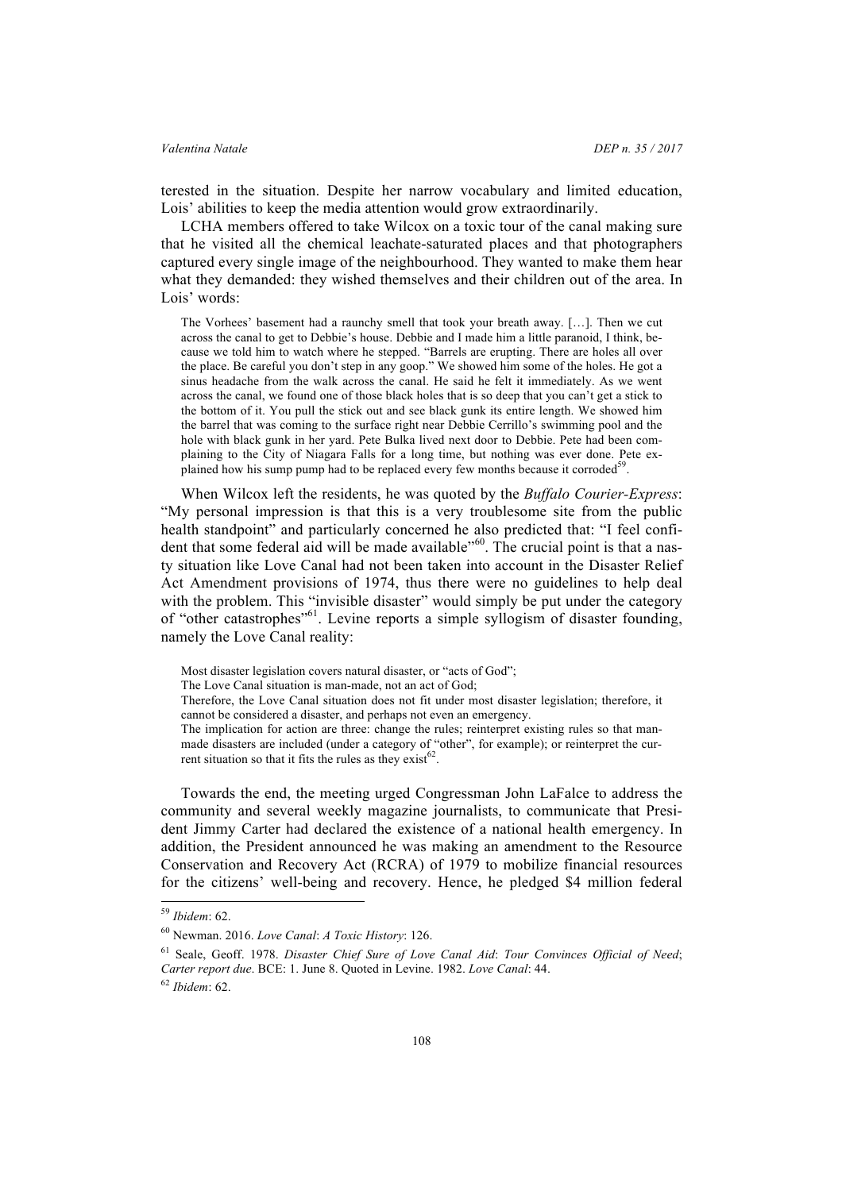terested in the situation. Despite her narrow vocabulary and limited education, Lois' abilities to keep the media attention would grow extraordinarily.

LCHA members offered to take Wilcox on a toxic tour of the canal making sure that he visited all the chemical leachate-saturated places and that photographers captured every single image of the neighbourhood. They wanted to make them hear what they demanded: they wished themselves and their children out of the area. In Lois' words:

> The Vorhees' basement had a raunchy smell that took your breath away. […]. Then we cut across the canal to get to Debbie's house. Debbie and I made him a little paranoid, I think, because we told him to watch where he stepped. "Barrels are erupting. There are holes all over the place. Be careful you don't step in any goop." We showed him some of the holes. He got a sinus headache from the walk across the canal. He said he felt it immediately. As we went across the canal, we found one of those black holes that is so deep that you can't get a stick to the bottom of it. You pull the stick out and see black gunk its entire length. We showed him the barrel that was coming to the surface right near Debbie Cerrillo's swimming pool and the hole with black gunk in her yard. Pete Bulka lived next door to Debbie. Pete had been complaining to the City of Niagara Falls for a long time, but nothing was ever done. Pete explained how his sump pump had to be replaced every few months because it corroded[59].

When Wilcox left the residents, he was quoted by the *Buffalo Courier-Express*: "My personal impression is that this is a very troublesome site from the public health standpoint" and particularly concerned he also predicted that: "I feel confident that some federal aid will be made available"[60]. The crucial point is that a nasty situation like Love Canal had not been taken into account in the Disaster Relief Act Amendment provisions of 1974, thus there were no guidelines to help deal with the problem. This "invisible disaster" would simply be put under the category of "other catastrophes"[61]. Levine reports a simple syllogism of disaster founding, namely the Love Canal reality:

> Most disaster legislation covers natural disaster, or "acts of God";
>
> The Love Canal situation is man-made, not an act of God;
>
> Therefore, the Love Canal situation does not fit under most disaster legislation; therefore, it cannot be considered a disaster, and perhaps not even an emergency.
>
> The implication for action are three: change the rules; reinterpret existing rules so that man-made disasters are included (under a category of "other", for example); or reinterpret the current situation so that it fits the rules as they exist[62].

Towards the end, the meeting urged Congressman John LaFalce to address the community and several weekly magazine journalists, to communicate that President Jimmy Carter had declared the existence of a national health emergency. In addition, the President announced he was making an amendment to the Resource Conservation and Recovery Act (RCRA) of 1979 to mobilize financial resources for the citizens' well-being and recovery. Hence, he pledged $4 million federal

---

[59] *Ibidem*: 62.

[60] Newman. 2016. *Love Canal*: *A Toxic History*: 126.

[61] Seale, Geoff. 1978. *Disaster Chief Sure of Love Canal Aid*: *Tour Convinces Official of Need*; *Carter report due*. BCE: 1. June 8. Quoted in Levine. 1982. *Love Canal*: 44.

[62] *Ibidem*: 62.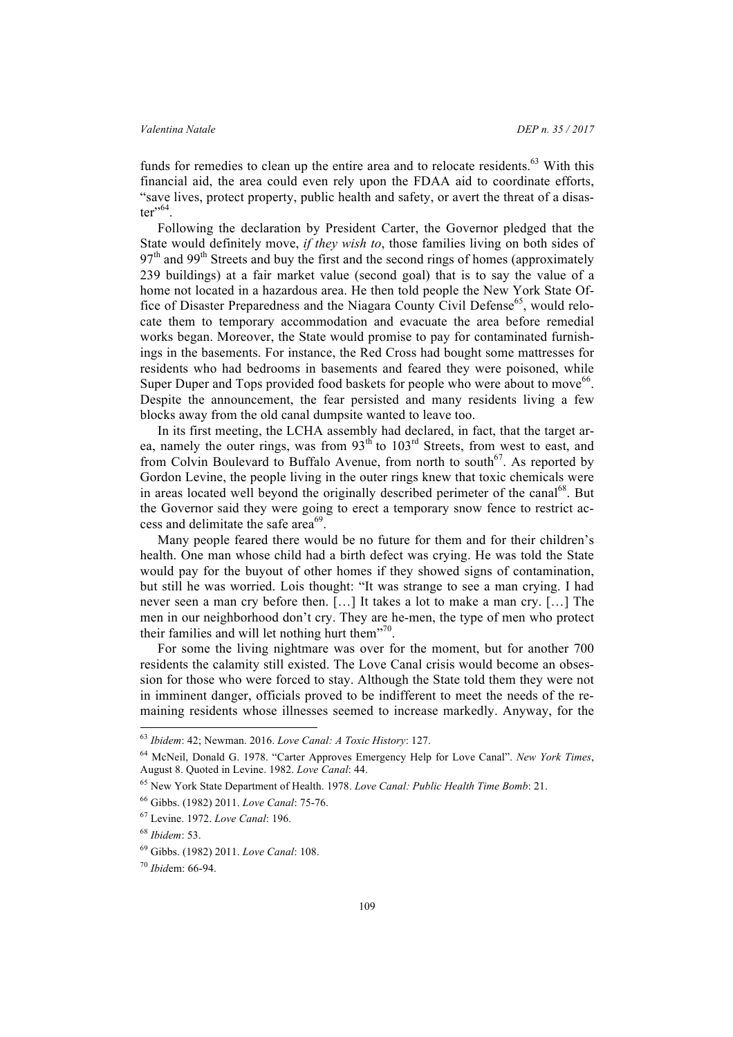funds for remedies to clean up the entire area and to relocate residents.[63] With this financial aid, the area could even rely upon the FDAA aid to coordinate efforts, "save lives, protect property, public health and safety, or avert the threat of a disaster"[64].

Following the declaration by President Carter, the Governor pledged that the State would definitely move, *if they wish to*, those families living on both sides of 97th and 99th Streets and buy the first and the second rings of homes (approximately 239 buildings) at a fair market value (second goal) that is to say the value of a home not located in a hazardous area. He then told people the New York State Office of Disaster Preparedness and the Niagara County Civil Defense[65], would relocate them to temporary accommodation and evacuate the area before remedial works began. Moreover, the State would promise to pay for contaminated furnishings in the basements. For instance, the Red Cross had bought some mattresses for residents who had bedrooms in basements and feared they were poisoned, while Super Duper and Tops provided food baskets for people who were about to move[66]. Despite the announcement, the fear persisted and many residents living a few blocks away from the old canal dumpsite wanted to leave too.

In its first meeting, the LCHA assembly had declared, in fact, that the target area, namely the outer rings, was from 93th to 103rd Streets, from west to east, and from Colvin Boulevard to Buffalo Avenue, from north to south[67]. As reported by Gordon Levine, the people living in the outer rings knew that toxic chemicals were in areas located well beyond the originally described perimeter of the canal[68]. But the Governor said they were going to erect a temporary snow fence to restrict access and delimitate the safe area[69].

Many people feared there would be no future for them and for their children's health. One man whose child had a birth defect was crying. He was told the State would pay for the buyout of other homes if they showed signs of contamination, but still he was worried. Lois thought: "It was strange to see a man crying. I had never seen a man cry before then. […] It takes a lot to make a man cry. […] The men in our neighborhood don't cry. They are he-men, the type of men who protect their families and will let nothing hurt them"[70].

For some the living nightmare was over for the moment, but for another 700 residents the calamity still existed. The Love Canal crisis would become an obsession for those who were forced to stay. Although the State told them they were not in imminent danger, officials proved to be indifferent to meet the needs of the remaining residents whose illnesses seemed to increase markedly. Anyway, for the

---

[63] *Ibidem*: 42; Newman. 2016. *Love Canal: A Toxic History*: 127.

[64] McNeil, Donald G. 1978. "Carter Approves Emergency Help for Love Canal". *New York Times*, August 8. Quoted in Levine. 1982. *Love Canal*: 44.

[65] New York State Department of Health. 1978. *Love Canal: Public Health Time Bomb*: 21.

[66] Gibbs. (1982) 2011. *Love Canal*: 75-76.

[67] Levine. 1972. *Love Canal*: 196.

[68] *Ibidem*: 53.

[69] Gibbs. (1982) 2011. *Love Canal*: 108.

[70] *Ibid*em: 66-94.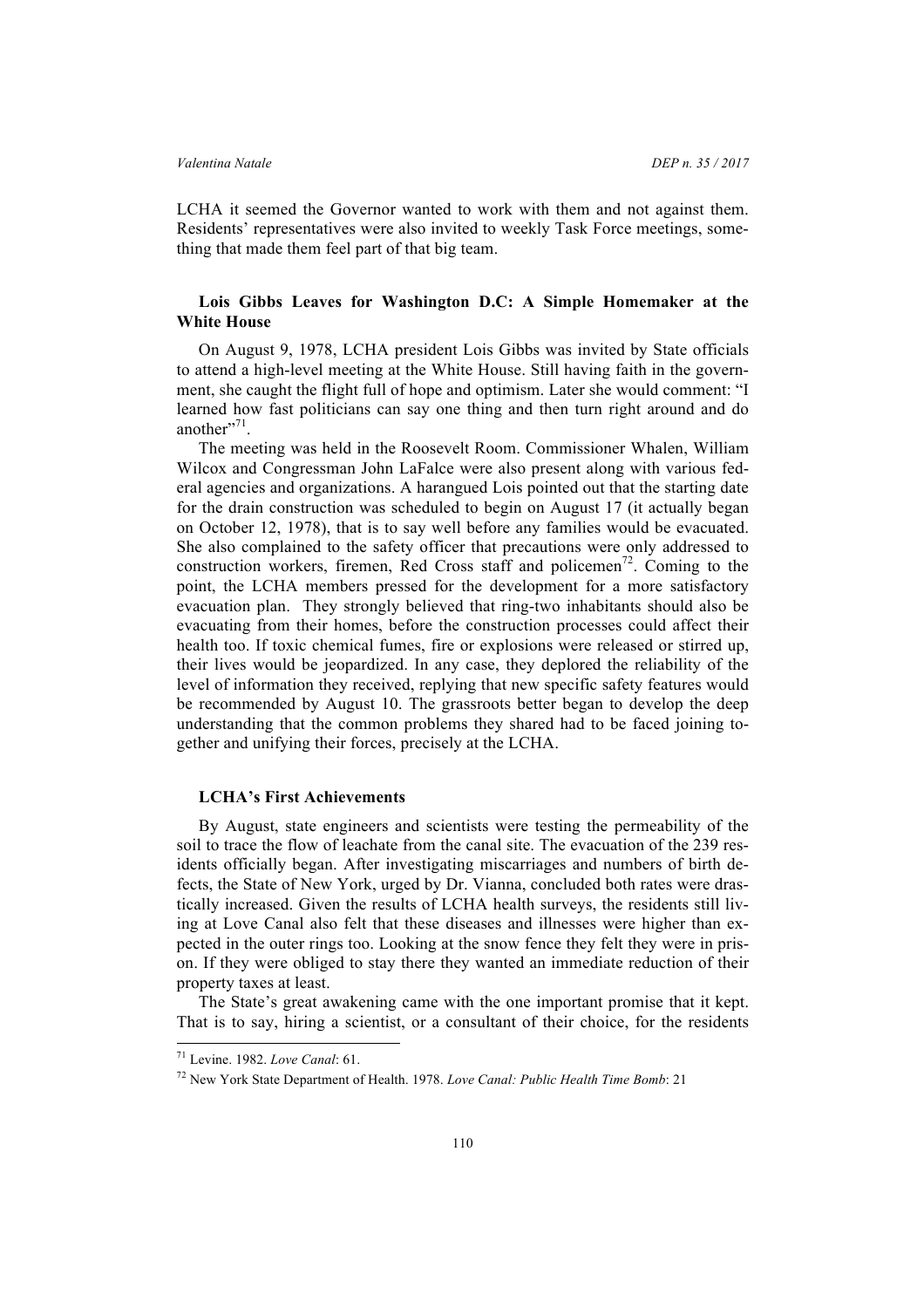LCHA it seemed the Governor wanted to work with them and not against them. Residents' representatives were also invited to weekly Task Force meetings, something that made them feel part of that big team.

### Lois Gibbs Leaves for Washington D.C: A Simple Homemaker at the White House

On August 9, 1978, LCHA president Lois Gibbs was invited by State officials to attend a high-level meeting at the White House. Still having faith in the government, she caught the flight full of hope and optimism. Later she would comment: "I learned how fast politicians can say one thing and then turn right around and do another"[71].

The meeting was held in the Roosevelt Room. Commissioner Whalen, William Wilcox and Congressman John LaFalce were also present along with various federal agencies and organizations. A harangued Lois pointed out that the starting date for the drain construction was scheduled to begin on August 17 (it actually began on October 12, 1978), that is to say well before any families would be evacuated. She also complained to the safety officer that precautions were only addressed to construction workers, firemen, Red Cross staff and policemen[72]. Coming to the point, the LCHA members pressed for the development for a more satisfactory evacuation plan. They strongly believed that ring-two inhabitants should also be evacuating from their homes, before the construction processes could affect their health too. If toxic chemical fumes, fire or explosions were released or stirred up, their lives would be jeopardized. In any case, they deplored the reliability of the level of information they received, replying that new specific safety features would be recommended by August 10. The grassroots better began to develop the deep understanding that the common problems they shared had to be faced joining together and unifying their forces, precisely at the LCHA.

### LCHA's First Achievements

By August, state engineers and scientists were testing the permeability of the soil to trace the flow of leachate from the canal site. The evacuation of the 239 residents officially began. After investigating miscarriages and numbers of birth defects, the State of New York, urged by Dr. Vianna, concluded both rates were drastically increased. Given the results of LCHA health surveys, the residents still living at Love Canal also felt that these diseases and illnesses were higher than expected in the outer rings too. Looking at the snow fence they felt they were in prison. If they were obliged to stay there they wanted an immediate reduction of their property taxes at least.

The State's great awakening came with the one important promise that it kept. That is to say, hiring a scientist, or a consultant of their choice, for the residents

---

[71] Levine. 1982. *Love Canal*: 61.

[72] New York State Department of Health. 1978. *Love Canal: Public Health Time Bomb*: 21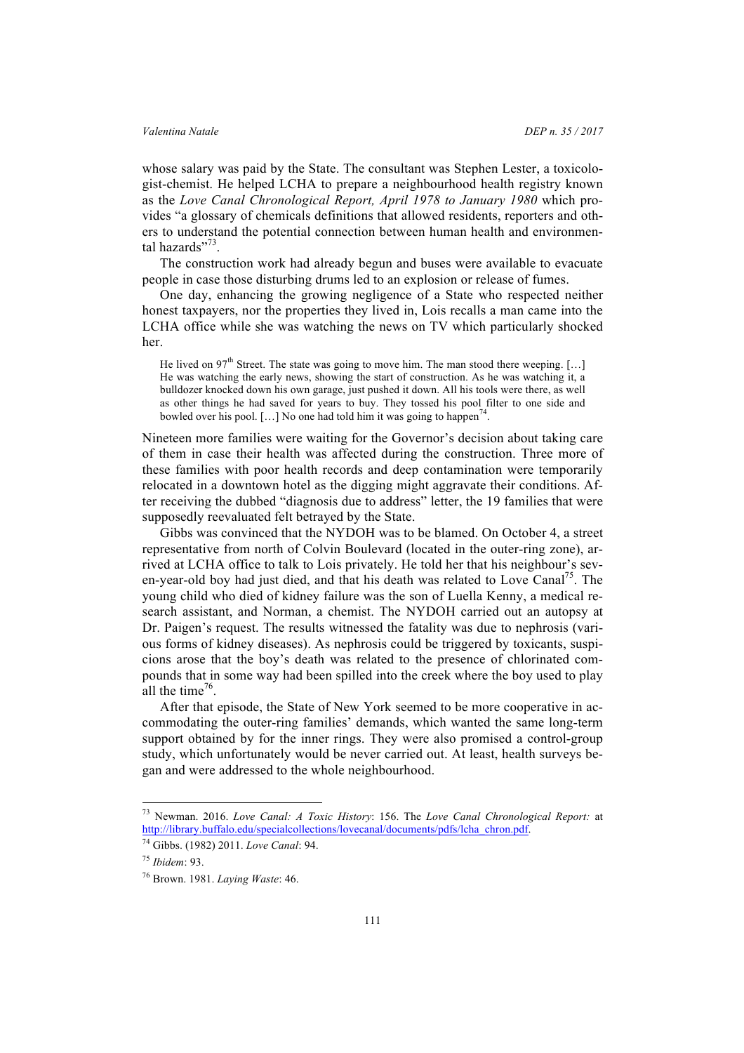whose salary was paid by the State. The consultant was Stephen Lester, a toxicologist-chemist. He helped LCHA to prepare a neighbourhood health registry known as the *Love Canal Chronological Report, April 1978 to January 1980* which provides "a glossary of chemicals definitions that allowed residents, reporters and others to understand the potential connection between human health and environmental hazards"[73].

The construction work had already begun and buses were available to evacuate people in case those disturbing drums led to an explosion or release of fumes.

One day, enhancing the growing negligence of a State who respected neither honest taxpayers, nor the properties they lived in, Lois recalls a man came into the LCHA office while she was watching the news on TV which particularly shocked her.

> He lived on 97th Street. The state was going to move him. The man stood there weeping. […] He was watching the early news, showing the start of construction. As he was watching it, a bulldozer knocked down his own garage, just pushed it down. All his tools were there, as well as other things he had saved for years to buy. They tossed his pool filter to one side and bowled over his pool. […] No one had told him it was going to happen[74].

Nineteen more families were waiting for the Governor's decision about taking care of them in case their health was affected during the construction. Three more of these families with poor health records and deep contamination were temporarily relocated in a downtown hotel as the digging might aggravate their conditions. After receiving the dubbed "diagnosis due to address" letter, the 19 families that were supposedly reevaluated felt betrayed by the State.

Gibbs was convinced that the NYDOH was to be blamed. On October 4, a street representative from north of Colvin Boulevard (located in the outer-ring zone), arrived at LCHA office to talk to Lois privately. He told her that his neighbour's seven-year-old boy had just died, and that his death was related to Love Canal[75]. The young child who died of kidney failure was the son of Luella Kenny, a medical research assistant, and Norman, a chemist. The NYDOH carried out an autopsy at Dr. Paigen's request. The results witnessed the fatality was due to nephrosis (various forms of kidney diseases). As nephrosis could be triggered by toxicants, suspicions arose that the boy's death was related to the presence of chlorinated compounds that in some way had been spilled into the creek where the boy used to play all the time[76].

After that episode, the State of New York seemed to be more cooperative in accommodating the outer-ring families' demands, which wanted the same long-term support obtained by for the inner rings. They were also promised a control-group study, which unfortunately would be never carried out. At least, health surveys began and were addressed to the whole neighbourhood.

---

[73] Newman. 2016. *Love Canal: A Toxic History*: 156. The *Love Canal Chronological Report:* at http://library.buffalo.edu/specialcollections/lovecanal/documents/pdfs/lcha_chron.pdf.

[74] Gibbs. (1982) 2011. *Love Canal*: 94.

[75] *Ibidem*: 93.

[76] Brown. 1981. *Laying Waste*: 46.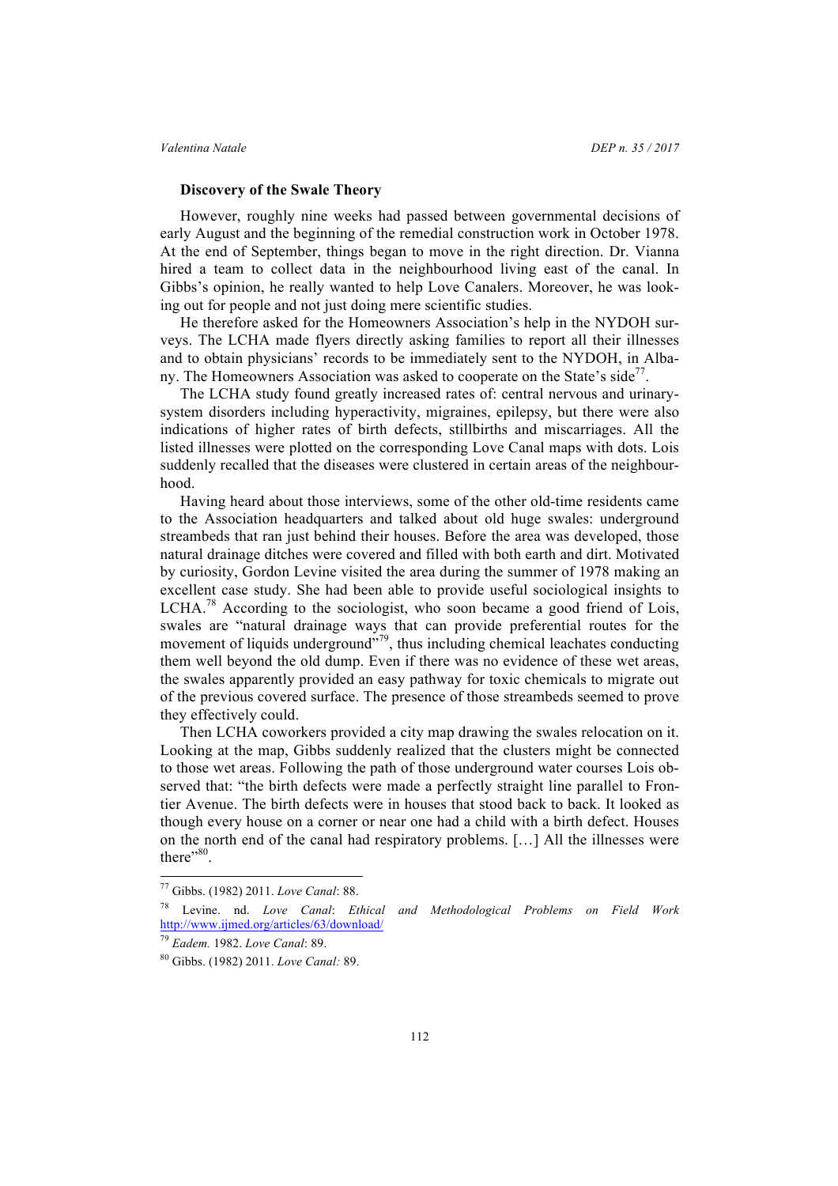### Discovery of the Swale Theory

However, roughly nine weeks had passed between governmental decisions of early August and the beginning of the remedial construction work in October 1978. At the end of September, things began to move in the right direction. Dr. Vianna hired a team to collect data in the neighbourhood living east of the canal. In Gibbs's opinion, he really wanted to help Love Canalers. Moreover, he was looking out for people and not just doing mere scientific studies.

He therefore asked for the Homeowners Association's help in the NYDOH surveys. The LCHA made flyers directly asking families to report all their illnesses and to obtain physicians' records to be immediately sent to the NYDOH, in Albany. The Homeowners Association was asked to cooperate on the State's side[77].

The LCHA study found greatly increased rates of: central nervous and urinary-system disorders including hyperactivity, migraines, epilepsy, but there were also indications of higher rates of birth defects, stillbirths and miscarriages. All the listed illnesses were plotted on the corresponding Love Canal maps with dots. Lois suddenly recalled that the diseases were clustered in certain areas of the neighbourhood.

Having heard about those interviews, some of the other old-time residents came to the Association headquarters and talked about old huge swales: underground streambeds that ran just behind their houses. Before the area was developed, those natural drainage ditches were covered and filled with both earth and dirt. Motivated by curiosity, Gordon Levine visited the area during the summer of 1978 making an excellent case study. She had been able to provide useful sociological insights to LCHA.[78] According to the sociologist, who soon became a good friend of Lois, swales are "natural drainage ways that can provide preferential routes for the movement of liquids underground"[79], thus including chemical leachates conducting them well beyond the old dump. Even if there was no evidence of these wet areas, the swales apparently provided an easy pathway for toxic chemicals to migrate out of the previous covered surface. The presence of those streambeds seemed to prove they effectively could.

Then LCHA coworkers provided a city map drawing the swales relocation on it. Looking at the map, Gibbs suddenly realized that the clusters might be connected to those wet areas. Following the path of those underground water courses Lois observed that: "the birth defects were made a perfectly straight line parallel to Frontier Avenue. The birth defects were in houses that stood back to back. It looked as though every house on a corner or near one had a child with a birth defect. Houses on the north end of the canal had respiratory problems. […] All the illnesses were there"[80].

---

[77] Gibbs. (1982) 2011. *Love Canal*: 88.

[78] Levine. nd. *Love Canal*: *Ethical and Methodological Problems on Field Work* http://www.ijmed.org/articles/63/download/

[79] *Eadem.* 1982. *Love Canal*: 89.

[80] Gibbs. (1982) 2011. *Love Canal:* 89.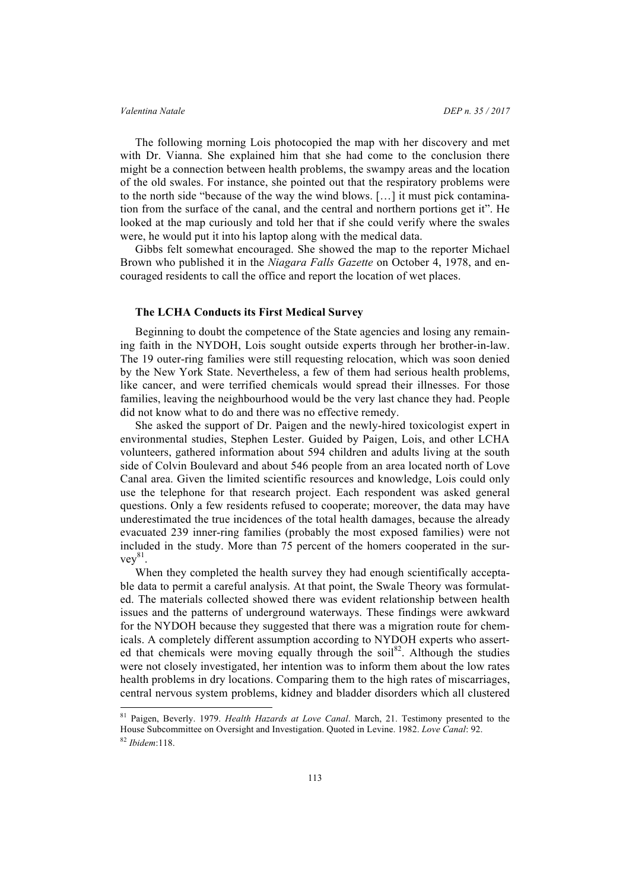The following morning Lois photocopied the map with her discovery and met with Dr. Vianna. She explained him that she had come to the conclusion there might be a connection between health problems, the swampy areas and the location of the old swales. For instance, she pointed out that the respiratory problems were to the north side "because of the way the wind blows. […] it must pick contamination from the surface of the canal, and the central and northern portions get it". He looked at the map curiously and told her that if she could verify where the swales were, he would put it into his laptop along with the medical data.

Gibbs felt somewhat encouraged. She showed the map to the reporter Michael Brown who published it in the *Niagara Falls Gazette* on October 4, 1978, and encouraged residents to call the office and report the location of wet places.

### The LCHA Conducts its First Medical Survey

Beginning to doubt the competence of the State agencies and losing any remaining faith in the NYDOH, Lois sought outside experts through her brother-in-law. The 19 outer-ring families were still requesting relocation, which was soon denied by the New York State. Nevertheless, a few of them had serious health problems, like cancer, and were terrified chemicals would spread their illnesses. For those families, leaving the neighbourhood would be the very last chance they had. People did not know what to do and there was no effective remedy.

She asked the support of Dr. Paigen and the newly-hired toxicologist expert in environmental studies, Stephen Lester. Guided by Paigen, Lois, and other LCHA volunteers, gathered information about 594 children and adults living at the south side of Colvin Boulevard and about 546 people from an area located north of Love Canal area. Given the limited scientific resources and knowledge, Lois could only use the telephone for that research project. Each respondent was asked general questions. Only a few residents refused to cooperate; moreover, the data may have underestimated the true incidences of the total health damages, because the already evacuated 239 inner-ring families (probably the most exposed families) were not included in the study. More than 75 percent of the homers cooperated in the survey[81].

When they completed the health survey they had enough scientifically acceptable data to permit a careful analysis. At that point, the Swale Theory was formulated. The materials collected showed there was evident relationship between health issues and the patterns of underground waterways. These findings were awkward for the NYDOH because they suggested that there was a migration route for chemicals. A completely different assumption according to NYDOH experts who asserted that chemicals were moving equally through the soil[82]. Although the studies were not closely investigated, her intention was to inform them about the low rates health problems in dry locations. Comparing them to the high rates of miscarriages, central nervous system problems, kidney and bladder disorders which all clustered

---

[81] Paigen, Beverly. 1979. *Health Hazards at Love Canal*. March, 21. Testimony presented to the House Subcommittee on Oversight and Investigation. Quoted in Levine. 1982. *Love Canal*: 92.

[82] *Ibidem*:118.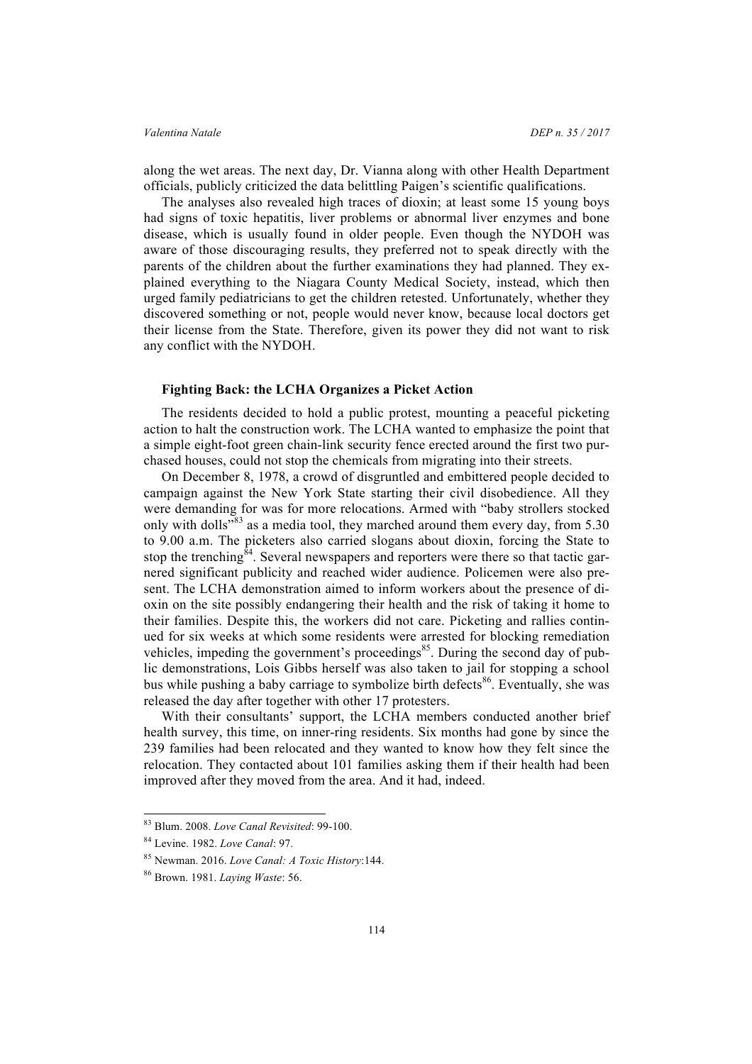along the wet areas. The next day, Dr. Vianna along with other Health Department officials, publicly criticized the data belittling Paigen's scientific qualifications.

The analyses also revealed high traces of dioxin; at least some 15 young boys had signs of toxic hepatitis, liver problems or abnormal liver enzymes and bone disease, which is usually found in older people. Even though the NYDOH was aware of those discouraging results, they preferred not to speak directly with the parents of the children about the further examinations they had planned. They explained everything to the Niagara County Medical Society, instead, which then urged family pediatricians to get the children retested. Unfortunately, whether they discovered something or not, people would never know, because local doctors get their license from the State. Therefore, given its power they did not want to risk any conflict with the NYDOH.

**Fighting Back: the LCHA Organizes a Picket Action**

The residents decided to hold a public protest, mounting a peaceful picketing action to halt the construction work. The LCHA wanted to emphasize the point that a simple eight-foot green chain-link security fence erected around the first two purchased houses, could not stop the chemicals from migrating into their streets.

On December 8, 1978, a crowd of disgruntled and embittered people decided to campaign against the New York State starting their civil disobedience. All they were demanding for was for more relocations. Armed with "baby strollers stocked only with dolls"[83] as a media tool, they marched around them every day, from 5.30 to 9.00 a.m. The picketers also carried slogans about dioxin, forcing the State to stop the trenching[84]. Several newspapers and reporters were there so that tactic garnered significant publicity and reached wider audience. Policemen were also present. The LCHA demonstration aimed to inform workers about the presence of dioxin on the site possibly endangering their health and the risk of taking it home to their families. Despite this, the workers did not care. Picketing and rallies continued for six weeks at which some residents were arrested for blocking remediation vehicles, impeding the government's proceedings[85]. During the second day of public demonstrations, Lois Gibbs herself was also taken to jail for stopping a school bus while pushing a baby carriage to symbolize birth defects[86]. Eventually, she was released the day after together with other 17 protesters.

With their consultants' support, the LCHA members conducted another brief health survey, this time, on inner-ring residents. Six months had gone by since the 239 families had been relocated and they wanted to know how they felt since the relocation. They contacted about 101 families asking them if their health had been improved after they moved from the area. And it had, indeed.

---

[83] Blum. 2008. *Love Canal Revisited*: 99-100.

[84] Levine. 1982. *Love Canal*: 97.

[85] Newman. 2016. *Love Canal: A Toxic History*:144.

[86] Brown. 1981. *Laying Waste*: 56.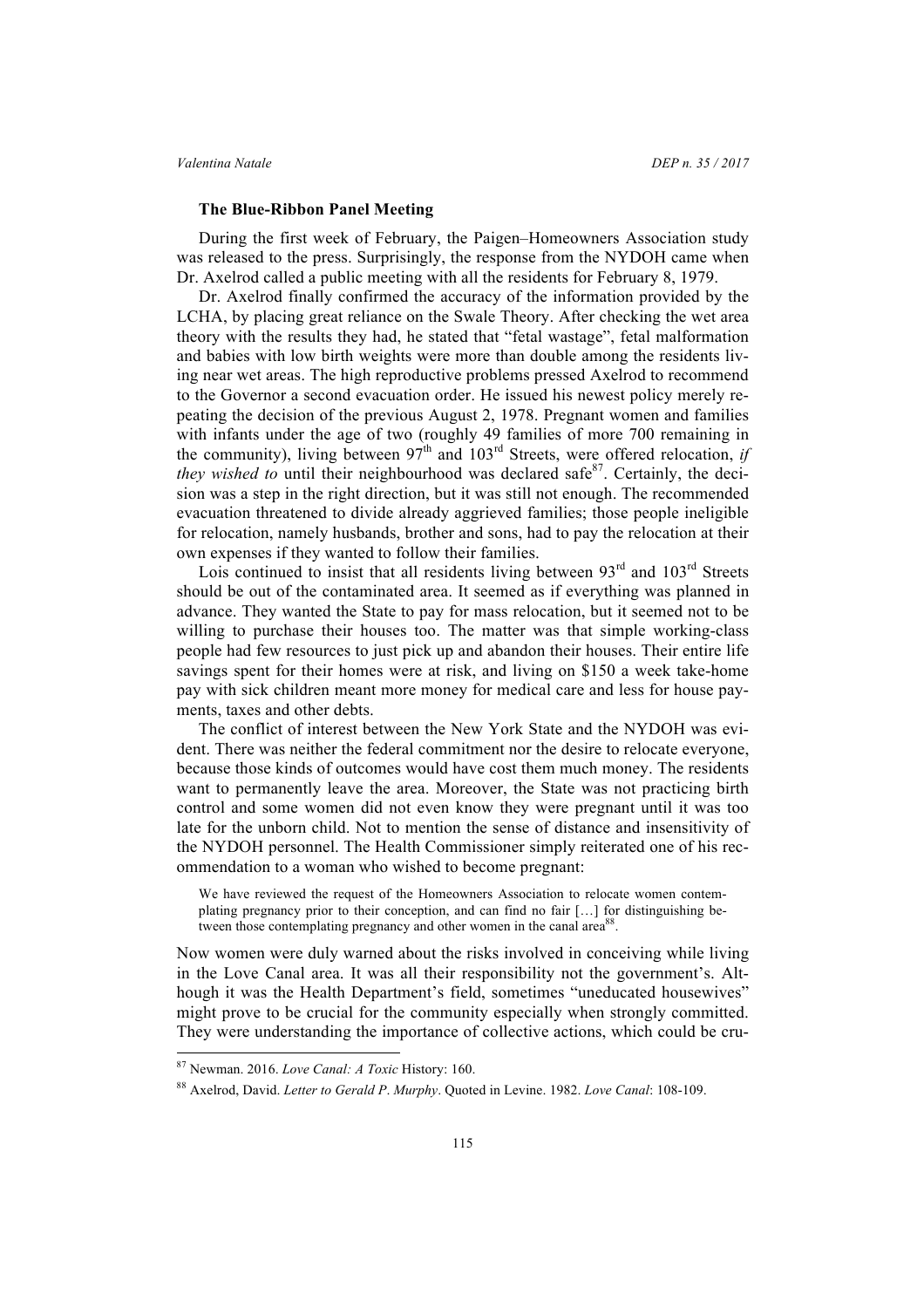### The Blue-Ribbon Panel Meeting

During the first week of February, the Paigen–Homeowners Association study was released to the press. Surprisingly, the response from the NYDOH came when Dr. Axelrod called a public meeting with all the residents for February 8, 1979.

Dr. Axelrod finally confirmed the accuracy of the information provided by the LCHA, by placing great reliance on the Swale Theory. After checking the wet area theory with the results they had, he stated that "fetal wastage", fetal malformation and babies with low birth weights were more than double among the residents living near wet areas. The high reproductive problems pressed Axelrod to recommend to the Governor a second evacuation order. He issued his newest policy merely repeating the decision of the previous August 2, 1978. Pregnant women and families with infants under the age of two (roughly 49 families of more 700 remaining in the community), living between 97th and 103rd Streets, were offered relocation, *if they wished to* until their neighbourhood was declared safe[87]. Certainly, the decision was a step in the right direction, but it was still not enough. The recommended evacuation threatened to divide already aggrieved families; those people ineligible for relocation, namely husbands, brother and sons, had to pay the relocation at their own expenses if they wanted to follow their families.

Lois continued to insist that all residents living between 93rd and 103rd Streets should be out of the contaminated area. It seemed as if everything was planned in advance. They wanted the State to pay for mass relocation, but it seemed not to be willing to purchase their houses too. The matter was that simple working-class people had few resources to just pick up and abandon their houses. Their entire life savings spent for their homes were at risk, and living on $150 a week take-home pay with sick children meant more money for medical care and less for house payments, taxes and other debts.

The conflict of interest between the New York State and the NYDOH was evident. There was neither the federal commitment nor the desire to relocate everyone, because those kinds of outcomes would have cost them much money. The residents want to permanently leave the area. Moreover, the State was not practicing birth control and some women did not even know they were pregnant until it was too late for the unborn child. Not to mention the sense of distance and insensitivity of the NYDOH personnel. The Health Commissioner simply reiterated one of his recommendation to a woman who wished to become pregnant:

> We have reviewed the request of the Homeowners Association to relocate women contemplating pregnancy prior to their conception, and can find no fair […] for distinguishing between those contemplating pregnancy and other women in the canal area[88].

Now women were duly warned about the risks involved in conceiving while living in the Love Canal area. It was all their responsibility not the government's. Although it was the Health Department's field, sometimes "uneducated housewives" might prove to be crucial for the community especially when strongly committed. They were understanding the importance of collective actions, which could be cru-

---

[87] Newman. 2016. *Love Canal: A Toxic* History: 160.

[88] Axelrod, David. *Letter to Gerald P. Murphy*. Quoted in Levine. 1982. *Love Canal*: 108-109.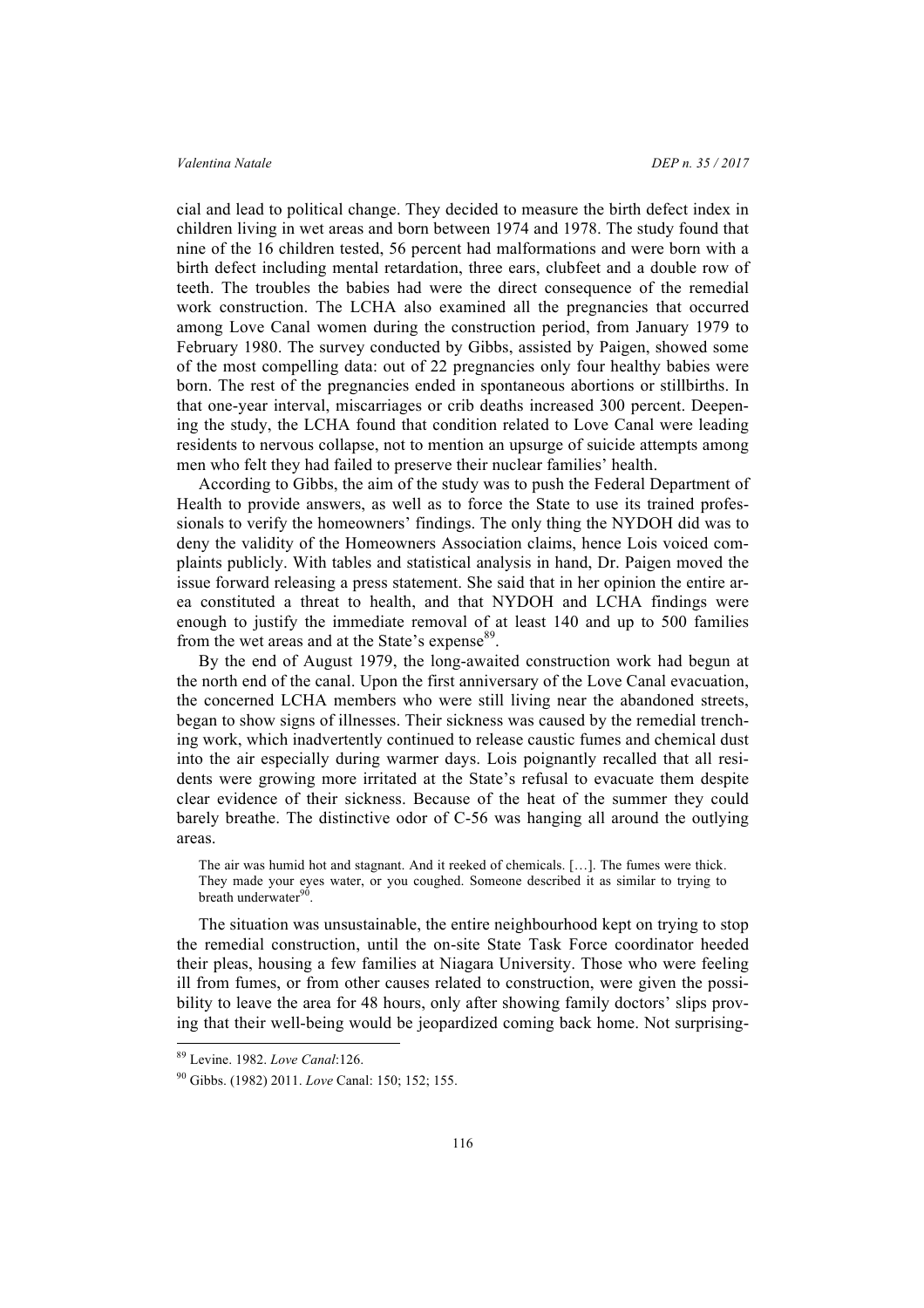cial and lead to political change. They decided to measure the birth defect index in children living in wet areas and born between 1974 and 1978. The study found that nine of the 16 children tested, 56 percent had malformations and were born with a birth defect including mental retardation, three ears, clubfeet and a double row of teeth. The troubles the babies had were the direct consequence of the remedial work construction. The LCHA also examined all the pregnancies that occurred among Love Canal women during the construction period, from January 1979 to February 1980. The survey conducted by Gibbs, assisted by Paigen, showed some of the most compelling data: out of 22 pregnancies only four healthy babies were born. The rest of the pregnancies ended in spontaneous abortions or stillbirths. In that one-year interval, miscarriages or crib deaths increased 300 percent. Deepening the study, the LCHA found that condition related to Love Canal were leading residents to nervous collapse, not to mention an upsurge of suicide attempts among men who felt they had failed to preserve their nuclear families' health.

According to Gibbs, the aim of the study was to push the Federal Department of Health to provide answers, as well as to force the State to use its trained professionals to verify the homeowners' findings. The only thing the NYDOH did was to deny the validity of the Homeowners Association claims, hence Lois voiced complaints publicly. With tables and statistical analysis in hand, Dr. Paigen moved the issue forward releasing a press statement. She said that in her opinion the entire area constituted a threat to health, and that NYDOH and LCHA findings were enough to justify the immediate removal of at least 140 and up to 500 families from the wet areas and at the State's expense[89].

By the end of August 1979, the long-awaited construction work had begun at the north end of the canal. Upon the first anniversary of the Love Canal evacuation, the concerned LCHA members who were still living near the abandoned streets, began to show signs of illnesses. Their sickness was caused by the remedial trenching work, which inadvertently continued to release caustic fumes and chemical dust into the air especially during warmer days. Lois poignantly recalled that all residents were growing more irritated at the State's refusal to evacuate them despite clear evidence of their sickness. Because of the heat of the summer they could barely breathe. The distinctive odor of C-56 was hanging all around the outlying areas.

> The air was humid hot and stagnant. And it reeked of chemicals. […]. The fumes were thick. They made your eyes water, or you coughed. Someone described it as similar to trying to breath underwater[90].

The situation was unsustainable, the entire neighbourhood kept on trying to stop the remedial construction, until the on-site State Task Force coordinator heeded their pleas, housing a few families at Niagara University. Those who were feeling ill from fumes, or from other causes related to construction, were given the possibility to leave the area for 48 hours, only after showing family doctors' slips proving that their well-being would be jeopardized coming back home. Not surprising-

---

[89] Levine. 1982. *Love Canal*:126.

[90] Gibbs. (1982) 2011. *Love* Canal: 150; 152; 155.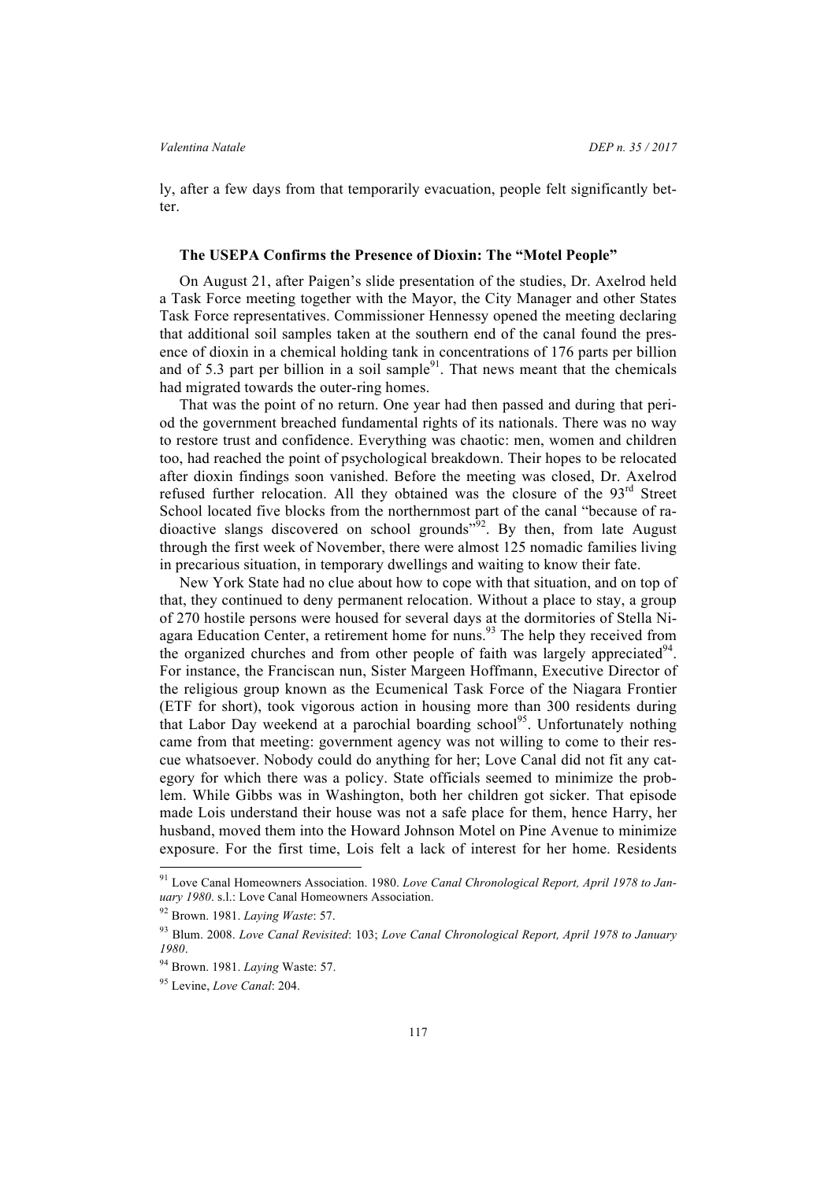ly, after a few days from that temporarily evacuation, people felt significantly better.

### The USEPA Confirms the Presence of Dioxin: The "Motel People"

On August 21, after Paigen's slide presentation of the studies, Dr. Axelrod held a Task Force meeting together with the Mayor, the City Manager and other States Task Force representatives. Commissioner Hennessy opened the meeting declaring that additional soil samples taken at the southern end of the canal found the presence of dioxin in a chemical holding tank in concentrations of 176 parts per billion and of 5.3 part per billion in a soil sample[91]. That news meant that the chemicals had migrated towards the outer-ring homes.

That was the point of no return. One year had then passed and during that period the government breached fundamental rights of its nationals. There was no way to restore trust and confidence. Everything was chaotic: men, women and children too, had reached the point of psychological breakdown. Their hopes to be relocated after dioxin findings soon vanished. Before the meeting was closed, Dr. Axelrod refused further relocation. All they obtained was the closure of the 93rd Street School located five blocks from the northernmost part of the canal "because of radioactive slangs discovered on school grounds"[92]. By then, from late August through the first week of November, there were almost 125 nomadic families living in precarious situation, in temporary dwellings and waiting to know their fate.

New York State had no clue about how to cope with that situation, and on top of that, they continued to deny permanent relocation. Without a place to stay, a group of 270 hostile persons were housed for several days at the dormitories of Stella Niagara Education Center, a retirement home for nuns.[93] The help they received from the organized churches and from other people of faith was largely appreciated[94]. For instance, the Franciscan nun, Sister Margeen Hoffmann, Executive Director of the religious group known as the Ecumenical Task Force of the Niagara Frontier (ETF for short), took vigorous action in housing more than 300 residents during that Labor Day weekend at a parochial boarding school[95]. Unfortunately nothing came from that meeting: government agency was not willing to come to their rescue whatsoever. Nobody could do anything for her; Love Canal did not fit any category for which there was a policy. State officials seemed to minimize the problem. While Gibbs was in Washington, both her children got sicker. That episode made Lois understand their house was not a safe place for them, hence Harry, her husband, moved them into the Howard Johnson Motel on Pine Avenue to minimize exposure. For the first time, Lois felt a lack of interest for her home. Residents

---

[91] Love Canal Homeowners Association. 1980. *Love Canal Chronological Report, April 1978 to January 1980*. s.l.: Love Canal Homeowners Association.

[92] Brown. 1981. *Laying Waste*: 57.

[93] Blum. 2008. *Love Canal Revisited*: 103; *Love Canal Chronological Report, April 1978 to January 1980*.

[94] Brown. 1981. *Laying* Waste: 57.

[95] Levine, *Love Canal*: 204.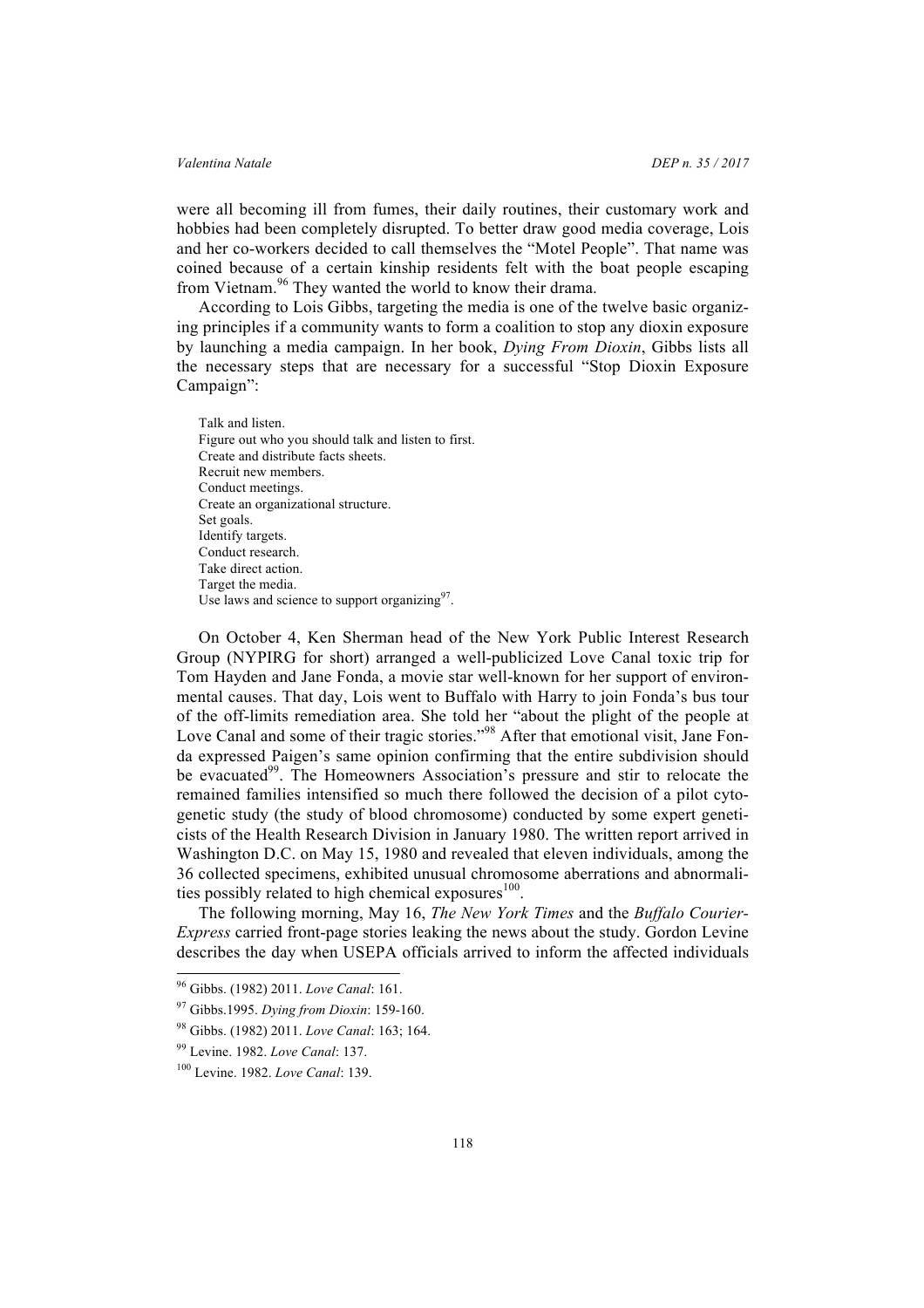were all becoming ill from fumes, their daily routines, their customary work and hobbies had been completely disrupted. To better draw good media coverage, Lois and her co-workers decided to call themselves the "Motel People". That name was coined because of a certain kinship residents felt with the boat people escaping from Vietnam.[96] They wanted the world to know their drama.

According to Lois Gibbs, targeting the media is one of the twelve basic organizing principles if a community wants to form a coalition to stop any dioxin exposure by launching a media campaign. In her book, *Dying From Dioxin*, Gibbs lists all the necessary steps that are necessary for a successful "Stop Dioxin Exposure Campaign":

> Talk and listen.
> Figure out who you should talk and listen to first.
> Create and distribute facts sheets.
> Recruit new members.
> Conduct meetings.
> Create an organizational structure.
> Set goals.
> Identify targets.
> Conduct research.
> Take direct action.
> Target the media.
> Use laws and science to support organizing[97].

On October 4, Ken Sherman head of the New York Public Interest Research Group (NYPIRG for short) arranged a well-publicized Love Canal toxic trip for Tom Hayden and Jane Fonda, a movie star well-known for her support of environmental causes. That day, Lois went to Buffalo with Harry to join Fonda's bus tour of the off-limits remediation area. She told her "about the plight of the people at Love Canal and some of their tragic stories."[98] After that emotional visit, Jane Fonda expressed Paigen's same opinion confirming that the entire subdivision should be evacuated[99]. The Homeowners Association's pressure and stir to relocate the remained families intensified so much there followed the decision of a pilot cytogenetic study (the study of blood chromosome) conducted by some expert geneticists of the Health Research Division in January 1980. The written report arrived in Washington D.C. on May 15, 1980 and revealed that eleven individuals, among the 36 collected specimens, exhibited unusual chromosome aberrations and abnormalities possibly related to high chemical exposures[100].

The following morning, May 16, *The New York Times* and the *Buffalo Courier-Express* carried front-page stories leaking the news about the study. Gordon Levine describes the day when USEPA officials arrived to inform the affected individuals

---

[96] Gibbs. (1982) 2011. *Love Canal*: 161.

[97] Gibbs.1995. *Dying from Dioxin*: 159-160.

[98] Gibbs. (1982) 2011. *Love Canal*: 163; 164.

[99] Levine. 1982. *Love Canal*: 137.

[100] Levine. 1982. *Love Canal*: 139.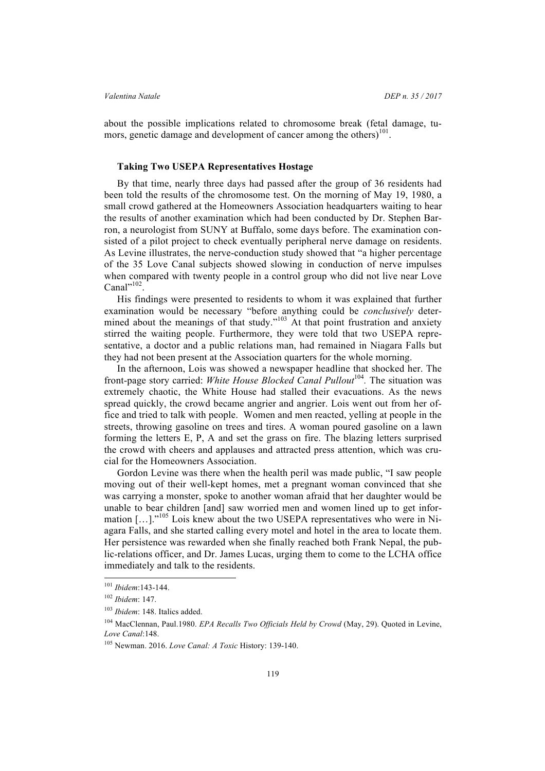about the possible implications related to chromosome break (fetal damage, tumors, genetic damage and development of cancer among the others)[101].

### Taking Two USEPA Representatives Hostage

By that time, nearly three days had passed after the group of 36 residents had been told the results of the chromosome test. On the morning of May 19, 1980, a small crowd gathered at the Homeowners Association headquarters waiting to hear the results of another examination which had been conducted by Dr. Stephen Barron, a neurologist from SUNY at Buffalo, some days before. The examination consisted of a pilot project to check eventually peripheral nerve damage on residents. As Levine illustrates, the nerve-conduction study showed that "a higher percentage of the 35 Love Canal subjects showed slowing in conduction of nerve impulses when compared with twenty people in a control group who did not live near Love Canal"[102].

His findings were presented to residents to whom it was explained that further examination would be necessary "before anything could be *conclusively* determined about the meanings of that study."[103] At that point frustration and anxiety stirred the waiting people. Furthermore, they were told that two USEPA representative, a doctor and a public relations man, had remained in Niagara Falls but they had not been present at the Association quarters for the whole morning.

In the afternoon, Lois was showed a newspaper headline that shocked her. The front-page story carried: *White House Blocked Canal Pullout*[104]. The situation was extremely chaotic, the White House had stalled their evacuations. As the news spread quickly, the crowd became angrier and angrier. Lois went out from her office and tried to talk with people. Women and men reacted, yelling at people in the streets, throwing gasoline on trees and tires. A woman poured gasoline on a lawn forming the letters E, P, A and set the grass on fire. The blazing letters surprised the crowd with cheers and applauses and attracted press attention, which was crucial for the Homeowners Association.

Gordon Levine was there when the health peril was made public, "I saw people moving out of their well-kept homes, met a pregnant woman convinced that she was carrying a monster, spoke to another woman afraid that her daughter would be unable to bear children [and] saw worried men and women lined up to get information […]."[105] Lois knew about the two USEPA representatives who were in Niagara Falls, and she started calling every motel and hotel in the area to locate them. Her persistence was rewarded when she finally reached both Frank Nepal, the public-relations officer, and Dr. James Lucas, urging them to come to the LCHA office immediately and talk to the residents.

---

[101] *Ibidem*:143-144.

[102] *Ibidem*: 147.

[103] *Ibidem*: 148. Italics added.

[104] MacClennan, Paul.1980. *EPA Recalls Two Officials Held by Crowd* (May, 29). Quoted in Levine, *Love Canal*:148.

[105] Newman. 2016. *Love Canal: A Toxic* History: 139-140.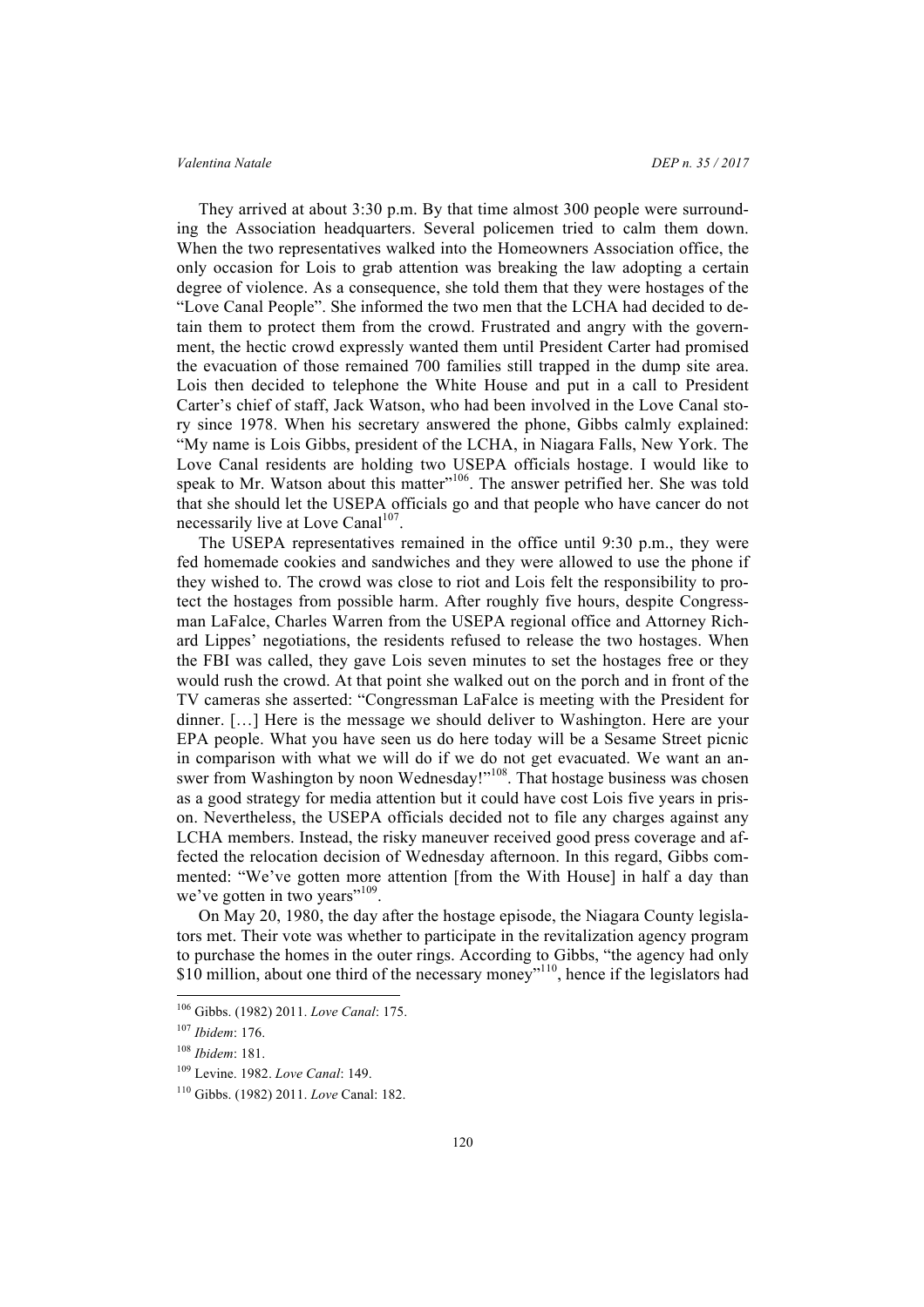They arrived at about 3:30 p.m. By that time almost 300 people were surrounding the Association headquarters. Several policemen tried to calm them down. When the two representatives walked into the Homeowners Association office, the only occasion for Lois to grab attention was breaking the law adopting a certain degree of violence. As a consequence, she told them that they were hostages of the "Love Canal People". She informed the two men that the LCHA had decided to detain them to protect them from the crowd. Frustrated and angry with the government, the hectic crowd expressly wanted them until President Carter had promised the evacuation of those remained 700 families still trapped in the dump site area. Lois then decided to telephone the White House and put in a call to President Carter's chief of staff, Jack Watson, who had been involved in the Love Canal story since 1978. When his secretary answered the phone, Gibbs calmly explained: "My name is Lois Gibbs, president of the LCHA, in Niagara Falls, New York. The Love Canal residents are holding two USEPA officials hostage. I would like to speak to Mr. Watson about this matter"[106]. The answer petrified her. She was told that she should let the USEPA officials go and that people who have cancer do not necessarily live at Love Canal[107].

The USEPA representatives remained in the office until 9:30 p.m., they were fed homemade cookies and sandwiches and they were allowed to use the phone if they wished to. The crowd was close to riot and Lois felt the responsibility to protect the hostages from possible harm. After roughly five hours, despite Congressman LaFalce, Charles Warren from the USEPA regional office and Attorney Richard Lippes' negotiations, the residents refused to release the two hostages. When the FBI was called, they gave Lois seven minutes to set the hostages free or they would rush the crowd. At that point she walked out on the porch and in front of the TV cameras she asserted: "Congressman LaFalce is meeting with the President for dinner. […] Here is the message we should deliver to Washington. Here are your EPA people. What you have seen us do here today will be a Sesame Street picnic in comparison with what we will do if we do not get evacuated. We want an answer from Washington by noon Wednesday!"[108]. That hostage business was chosen as a good strategy for media attention but it could have cost Lois five years in prison. Nevertheless, the USEPA officials decided not to file any charges against any LCHA members. Instead, the risky maneuver received good press coverage and affected the relocation decision of Wednesday afternoon. In this regard, Gibbs commented: "We've gotten more attention [from the With House] in half a day than we've gotten in two years"[109].

On May 20, 1980, the day after the hostage episode, the Niagara County legislators met. Their vote was whether to participate in the revitalization agency program to purchase the homes in the outer rings. According to Gibbs, "the agency had only $10 million, about one third of the necessary money"[110], hence if the legislators had

---

[106] Gibbs. (1982) 2011. *Love Canal*: 175.

[107] *Ibidem*: 176.

[108] *Ibidem*: 181.

[109] Levine. 1982. *Love Canal*: 149.

[110] Gibbs. (1982) 2011. *Love* Canal: 182.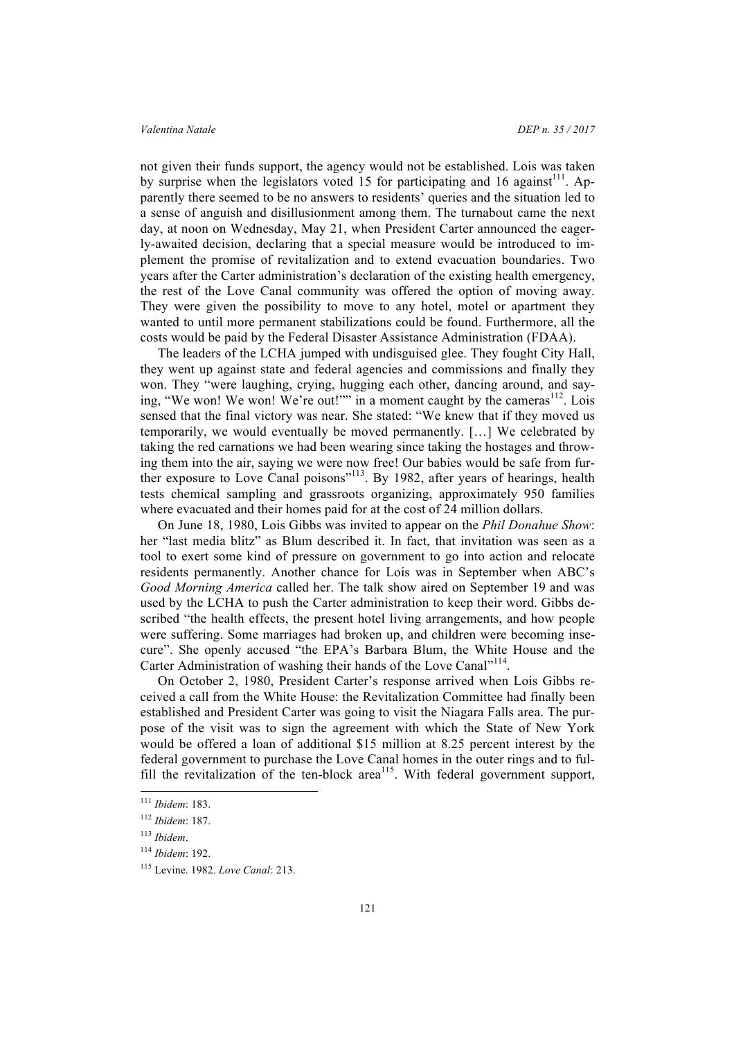not given their funds support, the agency would not be established. Lois was taken by surprise when the legislators voted 15 for participating and 16 against[111]. Apparently there seemed to be no answers to residents' queries and the situation led to a sense of anguish and disillusionment among them. The turnabout came the next day, at noon on Wednesday, May 21, when President Carter announced the eagerly-awaited decision, declaring that a special measure would be introduced to implement the promise of revitalization and to extend evacuation boundaries. Two years after the Carter administration's declaration of the existing health emergency, the rest of the Love Canal community was offered the option of moving away. They were given the possibility to move to any hotel, motel or apartment they wanted to until more permanent stabilizations could be found. Furthermore, all the costs would be paid by the Federal Disaster Assistance Administration (FDAA).

The leaders of the LCHA jumped with undisguised glee. They fought City Hall, they went up against state and federal agencies and commissions and finally they won. They "were laughing, crying, hugging each other, dancing around, and saying, "We won! We won! We're out!"" in a moment caught by the cameras[112]. Lois sensed that the final victory was near. She stated: "We knew that if they moved us temporarily, we would eventually be moved permanently. […] We celebrated by taking the red carnations we had been wearing since taking the hostages and throwing them into the air, saying we were now free! Our babies would be safe from further exposure to Love Canal poisons"[113]. By 1982, after years of hearings, health tests chemical sampling and grassroots organizing, approximately 950 families where evacuated and their homes paid for at the cost of 24 million dollars.

On June 18, 1980, Lois Gibbs was invited to appear on the *Phil Donahue Show*: her "last media blitz" as Blum described it. In fact, that invitation was seen as a tool to exert some kind of pressure on government to go into action and relocate residents permanently. Another chance for Lois was in September when ABC's *Good Morning America* called her. The talk show aired on September 19 and was used by the LCHA to push the Carter administration to keep their word. Gibbs described "the health effects, the present hotel living arrangements, and how people were suffering. Some marriages had broken up, and children were becoming insecure". She openly accused "the EPA's Barbara Blum, the White House and the Carter Administration of washing their hands of the Love Canal"[114].

On October 2, 1980, President Carter's response arrived when Lois Gibbs received a call from the White House: the Revitalization Committee had finally been established and President Carter was going to visit the Niagara Falls area. The purpose of the visit was to sign the agreement with which the State of New York would be offered a loan of additional $15 million at 8.25 percent interest by the federal government to purchase the Love Canal homes in the outer rings and to fulfill the revitalization of the ten-block area[115]. With federal government support,

---

[111] *Ibidem*: 183.

[112] *Ibidem*: 187.

[113] *Ibidem*.

[114] *Ibidem*: 192.

[115] Levine. 1982. *Love Canal*: 213.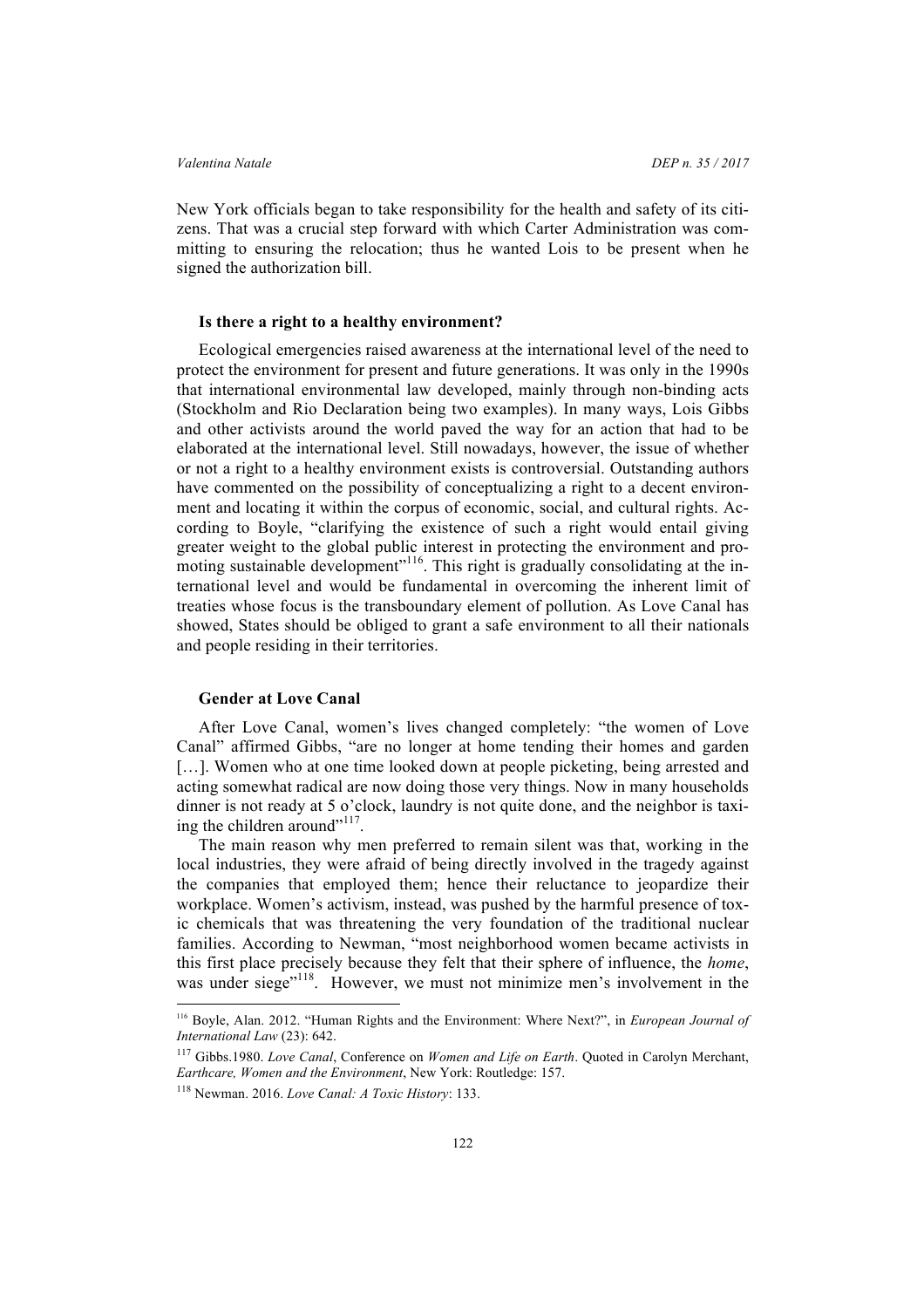New York officials began to take responsibility for the health and safety of its citizens. That was a crucial step forward with which Carter Administration was committing to ensuring the relocation; thus he wanted Lois to be present when he signed the authorization bill.

### Is there a right to a healthy environment?

Ecological emergencies raised awareness at the international level of the need to protect the environment for present and future generations. It was only in the 1990s that international environmental law developed, mainly through non-binding acts (Stockholm and Rio Declaration being two examples). In many ways, Lois Gibbs and other activists around the world paved the way for an action that had to be elaborated at the international level. Still nowadays, however, the issue of whether or not a right to a healthy environment exists is controversial. Outstanding authors have commented on the possibility of conceptualizing a right to a decent environment and locating it within the corpus of economic, social, and cultural rights. According to Boyle, "clarifying the existence of such a right would entail giving greater weight to the global public interest in protecting the environment and promoting sustainable development"[116]. This right is gradually consolidating at the international level and would be fundamental in overcoming the inherent limit of treaties whose focus is the transboundary element of pollution. As Love Canal has showed, States should be obliged to grant a safe environment to all their nationals and people residing in their territories.

### Gender at Love Canal

After Love Canal, women's lives changed completely: "the women of Love Canal" affirmed Gibbs, "are no longer at home tending their homes and garden […]. Women who at one time looked down at people picketing, being arrested and acting somewhat radical are now doing those very things. Now in many households dinner is not ready at 5 o'clock, laundry is not quite done, and the neighbor is taxiing the children around"[117].

The main reason why men preferred to remain silent was that, working in the local industries, they were afraid of being directly involved in the tragedy against the companies that employed them; hence their reluctance to jeopardize their workplace. Women's activism, instead, was pushed by the harmful presence of toxic chemicals that was threatening the very foundation of the traditional nuclear families. According to Newman, "most neighborhood women became activists in this first place precisely because they felt that their sphere of influence, the *home*, was under siege"[118]. However, we must not minimize men's involvement in the

---

[116] Boyle, Alan. 2012. "Human Rights and the Environment: Where Next?", in *European Journal of International Law* (23): 642.

[117] Gibbs.1980. *Love Canal*, Conference on *Women and Life on Earth*. Quoted in Carolyn Merchant, *Earthcare, Women and the Environment*, New York: Routledge: 157.

[118] Newman. 2016. *Love Canal: A Toxic History*: 133.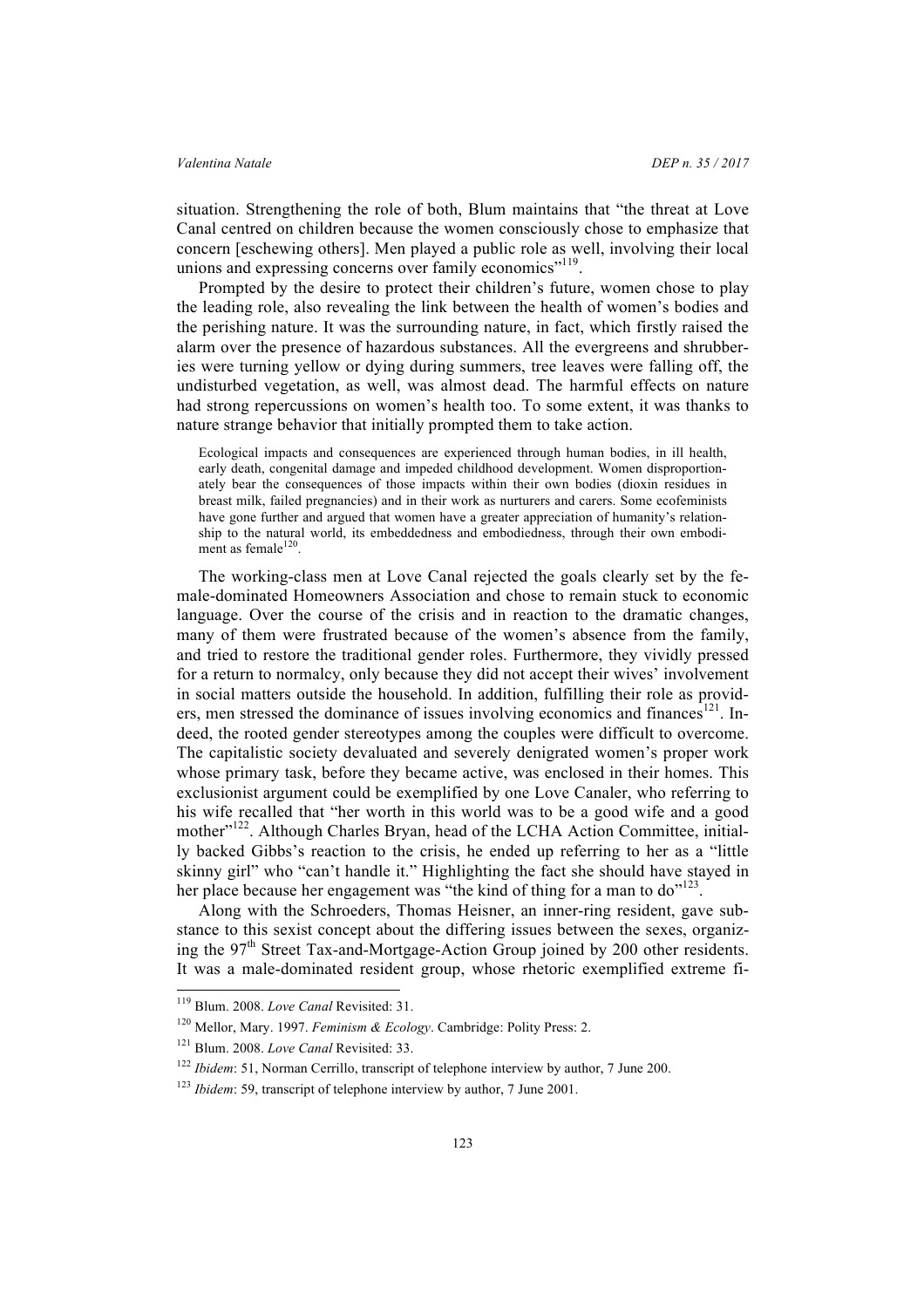situation. Strengthening the role of both, Blum maintains that "the threat at Love Canal centred on children because the women consciously chose to emphasize that concern [eschewing others]. Men played a public role as well, involving their local unions and expressing concerns over family economics"[119].

Prompted by the desire to protect their children's future, women chose to play the leading role, also revealing the link between the health of women's bodies and the perishing nature. It was the surrounding nature, in fact, which firstly raised the alarm over the presence of hazardous substances. All the evergreens and shrubberies were turning yellow or dying during summers, tree leaves were falling off, the undisturbed vegetation, as well, was almost dead. The harmful effects on nature had strong repercussions on women's health too. To some extent, it was thanks to nature strange behavior that initially prompted them to take action.

> Ecological impacts and consequences are experienced through human bodies, in ill health, early death, congenital damage and impeded childhood development. Women disproportionately bear the consequences of those impacts within their own bodies (dioxin residues in breast milk, failed pregnancies) and in their work as nurturers and carers. Some ecofeminists have gone further and argued that women have a greater appreciation of humanity's relationship to the natural world, its embeddedness and embodiedness, through their own embodiment as female[120].

The working-class men at Love Canal rejected the goals clearly set by the female-dominated Homeowners Association and chose to remain stuck to economic language. Over the course of the crisis and in reaction to the dramatic changes, many of them were frustrated because of the women's absence from the family, and tried to restore the traditional gender roles. Furthermore, they vividly pressed for a return to normalcy, only because they did not accept their wives' involvement in social matters outside the household. In addition, fulfilling their role as providers, men stressed the dominance of issues involving economics and finances[121]. Indeed, the rooted gender stereotypes among the couples were difficult to overcome. The capitalistic society devaluated and severely denigrated women's proper work whose primary task, before they became active, was enclosed in their homes. This exclusionist argument could be exemplified by one Love Canaler, who referring to his wife recalled that "her worth in this world was to be a good wife and a good mother"[122]. Although Charles Bryan, head of the LCHA Action Committee, initially backed Gibbs's reaction to the crisis, he ended up referring to her as a "little skinny girl" who "can't handle it." Highlighting the fact she should have stayed in her place because her engagement was "the kind of thing for a man to do"[123].

Along with the Schroeders, Thomas Heisner, an inner-ring resident, gave substance to this sexist concept about the differing issues between the sexes, organizing the 97th Street Tax-and-Mortgage-Action Group joined by 200 other residents. It was a male-dominated resident group, whose rhetoric exemplified extreme fi-

---

[119] Blum. 2008. *Love Canal* Revisited: 31.

[120] Mellor, Mary. 1997. *Feminism & Ecology*. Cambridge: Polity Press: 2.

[121] Blum. 2008. *Love Canal* Revisited: 33.

[122] *Ibidem*: 51, Norman Cerrillo, transcript of telephone interview by author, 7 June 200.

[123] *Ibidem*: 59, transcript of telephone interview by author, 7 June 2001.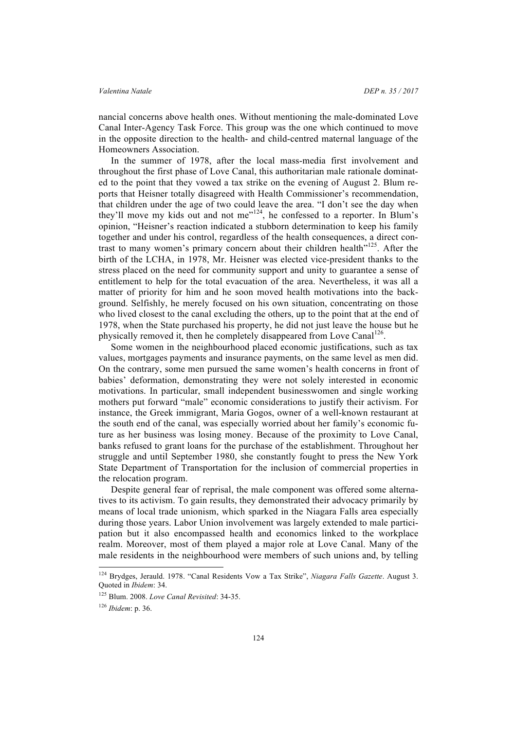nancial concerns above health ones. Without mentioning the male-dominated Love Canal Inter-Agency Task Force. This group was the one which continued to move in the opposite direction to the health- and child-centred maternal language of the Homeowners Association.

In the summer of 1978, after the local mass-media first involvement and throughout the first phase of Love Canal, this authoritarian male rationale dominated to the point that they vowed a tax strike on the evening of August 2. Blum reports that Heisner totally disagreed with Health Commissioner's recommendation, that children under the age of two could leave the area. "I don't see the day when they'll move my kids out and not me"[124], he confessed to a reporter. In Blum's opinion, "Heisner's reaction indicated a stubborn determination to keep his family together and under his control, regardless of the health consequences, a direct contrast to many women's primary concern about their children health"[125]. After the birth of the LCHA, in 1978, Mr. Heisner was elected vice-president thanks to the stress placed on the need for community support and unity to guarantee a sense of entitlement to help for the total evacuation of the area. Nevertheless, it was all a matter of priority for him and he soon moved health motivations into the background. Selfishly, he merely focused on his own situation, concentrating on those who lived closest to the canal excluding the others, up to the point that at the end of 1978, when the State purchased his property, he did not just leave the house but he physically removed it, then he completely disappeared from Love Canal[126].

Some women in the neighbourhood placed economic justifications, such as tax values, mortgages payments and insurance payments, on the same level as men did. On the contrary, some men pursued the same women's health concerns in front of babies' deformation, demonstrating they were not solely interested in economic motivations. In particular, small independent businesswomen and single working mothers put forward "male" economic considerations to justify their activism. For instance, the Greek immigrant, Maria Gogos, owner of a well-known restaurant at the south end of the canal, was especially worried about her family's economic future as her business was losing money. Because of the proximity to Love Canal, banks refused to grant loans for the purchase of the establishment. Throughout her struggle and until September 1980, she constantly fought to press the New York State Department of Transportation for the inclusion of commercial properties in the relocation program.

Despite general fear of reprisal, the male component was offered some alternatives to its activism. To gain results, they demonstrated their advocacy primarily by means of local trade unionism, which sparked in the Niagara Falls area especially during those years. Labor Union involvement was largely extended to male participation but it also encompassed health and economics linked to the workplace realm. Moreover, most of them played a major role at Love Canal. Many of the male residents in the neighbourhood were members of such unions and, by telling

---

[124] Brydges, Jerauld. 1978. "Canal Residents Vow a Tax Strike", *Niagara Falls Gazette*. August 3. Quoted in *Ibidem*: 34.

[125] Blum. 2008. *Love Canal Revisited*: 34-35.

[126] *Ibidem*: p. 36.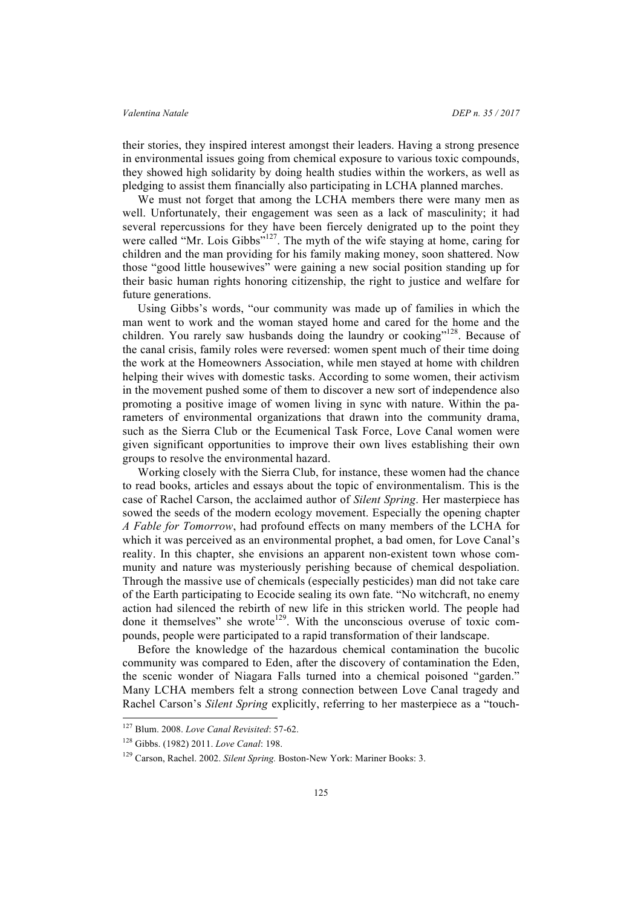their stories, they inspired interest amongst their leaders. Having a strong presence in environmental issues going from chemical exposure to various toxic compounds, they showed high solidarity by doing health studies within the workers, as well as pledging to assist them financially also participating in LCHA planned marches.

We must not forget that among the LCHA members there were many men as well. Unfortunately, their engagement was seen as a lack of masculinity; it had several repercussions for they have been fiercely denigrated up to the point they were called "Mr. Lois Gibbs"[127]. The myth of the wife staying at home, caring for children and the man providing for his family making money, soon shattered. Now those "good little housewives" were gaining a new social position standing up for their basic human rights honoring citizenship, the right to justice and welfare for future generations.

Using Gibbs's words, "our community was made up of families in which the man went to work and the woman stayed home and cared for the home and the children. You rarely saw husbands doing the laundry or cooking"[128]. Because of the canal crisis, family roles were reversed: women spent much of their time doing the work at the Homeowners Association, while men stayed at home with children helping their wives with domestic tasks. According to some women, their activism in the movement pushed some of them to discover a new sort of independence also promoting a positive image of women living in sync with nature. Within the parameters of environmental organizations that drawn into the community drama, such as the Sierra Club or the Ecumenical Task Force, Love Canal women were given significant opportunities to improve their own lives establishing their own groups to resolve the environmental hazard.

Working closely with the Sierra Club, for instance, these women had the chance to read books, articles and essays about the topic of environmentalism. This is the case of Rachel Carson, the acclaimed author of *Silent Spring*. Her masterpiece has sowed the seeds of the modern ecology movement. Especially the opening chapter *A Fable for Tomorrow*, had profound effects on many members of the LCHA for which it was perceived as an environmental prophet, a bad omen, for Love Canal's reality. In this chapter, she envisions an apparent non-existent town whose community and nature was mysteriously perishing because of chemical despoliation. Through the massive use of chemicals (especially pesticides) man did not take care of the Earth participating to Ecocide sealing its own fate. "No witchcraft, no enemy action had silenced the rebirth of new life in this stricken world. The people had done it themselves" she wrote[129]. With the unconscious overuse of toxic compounds, people were participated to a rapid transformation of their landscape.

Before the knowledge of the hazardous chemical contamination the bucolic community was compared to Eden, after the discovery of contamination the Eden, the scenic wonder of Niagara Falls turned into a chemical poisoned "garden." Many LCHA members felt a strong connection between Love Canal tragedy and Rachel Carson's *Silent Spring* explicitly, referring to her masterpiece as a "touch-

---

[127] Blum. 2008. *Love Canal Revisited*: 57-62.

[128] Gibbs. (1982) 2011. *Love Canal*: 198.

[129] Carson, Rachel. 2002. *Silent Spring.* Boston-New York: Mariner Books: 3.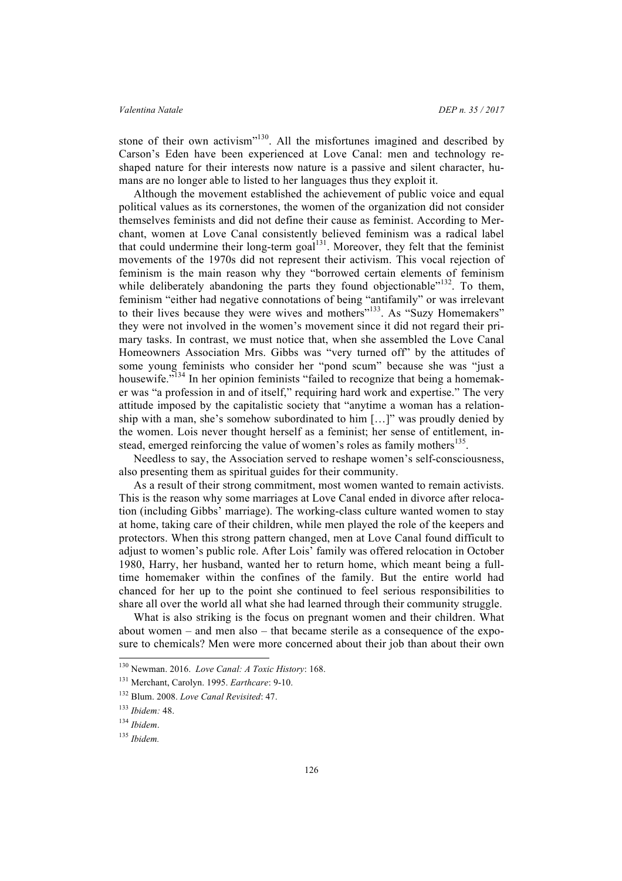stone of their own activism"[130]. All the misfortunes imagined and described by Carson's Eden have been experienced at Love Canal: men and technology reshaped nature for their interests now nature is a passive and silent character, humans are no longer able to listed to her languages thus they exploit it.

Although the movement established the achievement of public voice and equal political values as its cornerstones, the women of the organization did not consider themselves feminists and did not define their cause as feminist. According to Merchant, women at Love Canal consistently believed feminism was a radical label that could undermine their long-term goal[131]. Moreover, they felt that the feminist movements of the 1970s did not represent their activism. This vocal rejection of feminism is the main reason why they "borrowed certain elements of feminism while deliberately abandoning the parts they found objectionable"[132]. To them, feminism "either had negative connotations of being "antifamily" or was irrelevant to their lives because they were wives and mothers"[133]. As "Suzy Homemakers" they were not involved in the women's movement since it did not regard their primary tasks. In contrast, we must notice that, when she assembled the Love Canal Homeowners Association Mrs. Gibbs was "very turned off" by the attitudes of some young feminists who consider her "pond scum" because she was "just a housewife."[134] In her opinion feminists "failed to recognize that being a homemaker was "a profession in and of itself," requiring hard work and expertise." The very attitude imposed by the capitalistic society that "anytime a woman has a relationship with a man, she's somehow subordinated to him […]" was proudly denied by the women. Lois never thought herself as a feminist; her sense of entitlement, instead, emerged reinforcing the value of women's roles as family mothers[135].

Needless to say, the Association served to reshape women's self-consciousness, also presenting them as spiritual guides for their community.

As a result of their strong commitment, most women wanted to remain activists. This is the reason why some marriages at Love Canal ended in divorce after relocation (including Gibbs' marriage). The working-class culture wanted women to stay at home, taking care of their children, while men played the role of the keepers and protectors. When this strong pattern changed, men at Love Canal found difficult to adjust to women's public role. After Lois' family was offered relocation in October 1980, Harry, her husband, wanted her to return home, which meant being a full-time homemaker within the confines of the family. But the entire world had chanced for her up to the point she continued to feel serious responsibilities to share all over the world all what she had learned through their community struggle.

What is also striking is the focus on pregnant women and their children. What about women – and men also – that became sterile as a consequence of the exposure to chemicals? Men were more concerned about their job than about their own

---

[130] Newman. 2016. *Love Canal: A Toxic History*: 168.

[131] Merchant, Carolyn. 1995. *Earthcare*: 9-10.

[132] Blum. 2008. *Love Canal Revisited*: 47.

[133] *Ibidem:* 48.

[134] *Ibidem*.

[135] *Ibidem.*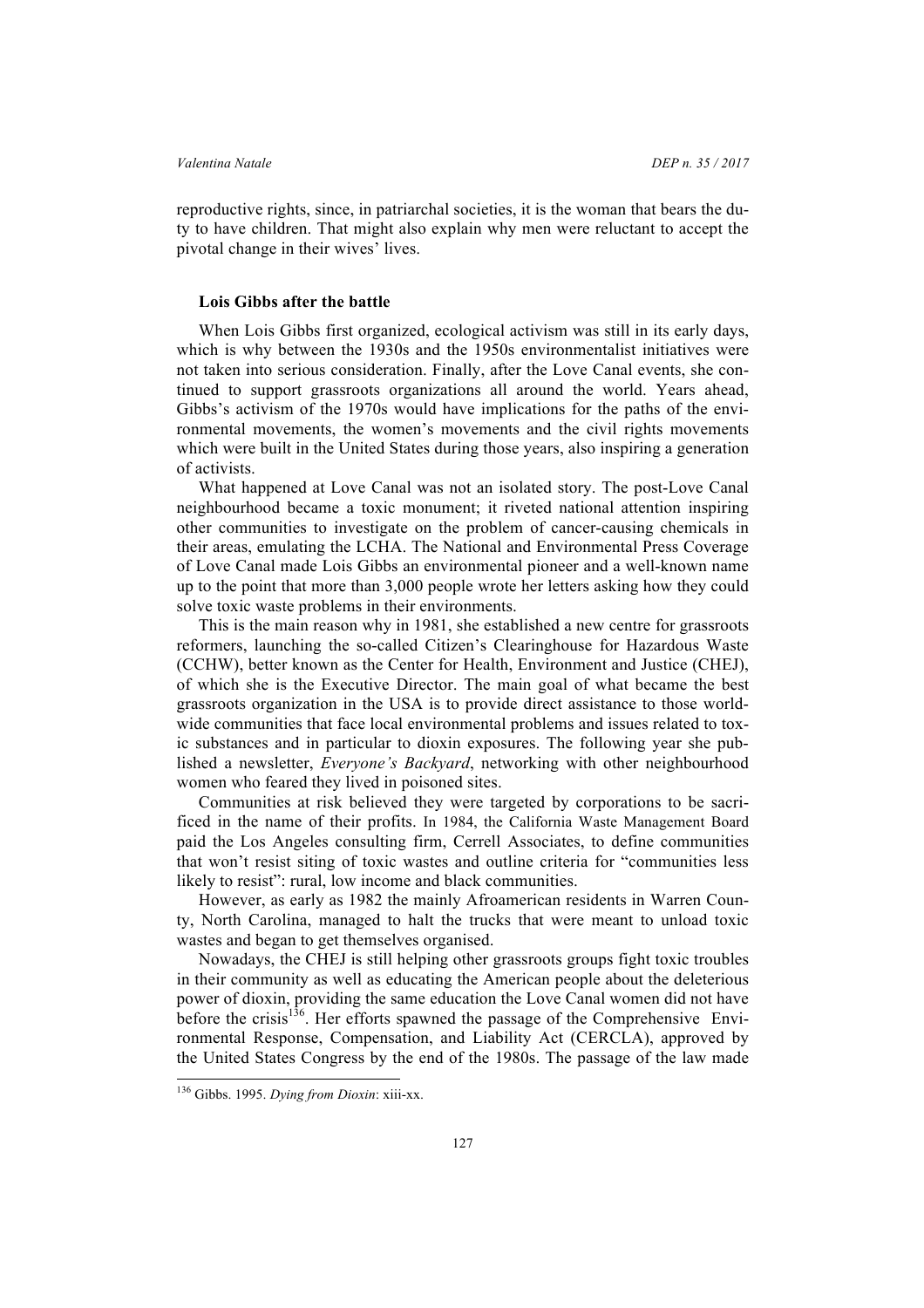reproductive rights, since, in patriarchal societies, it is the woman that bears the duty to have children. That might also explain why men were reluctant to accept the pivotal change in their wives' lives.

### Lois Gibbs after the battle

When Lois Gibbs first organized, ecological activism was still in its early days, which is why between the 1930s and the 1950s environmentalist initiatives were not taken into serious consideration. Finally, after the Love Canal events, she continued to support grassroots organizations all around the world. Years ahead, Gibbs's activism of the 1970s would have implications for the paths of the environmental movements, the women's movements and the civil rights movements which were built in the United States during those years, also inspiring a generation of activists.

What happened at Love Canal was not an isolated story. The post-Love Canal neighbourhood became a toxic monument; it riveted national attention inspiring other communities to investigate on the problem of cancer-causing chemicals in their areas, emulating the LCHA. The National and Environmental Press Coverage of Love Canal made Lois Gibbs an environmental pioneer and a well-known name up to the point that more than 3,000 people wrote her letters asking how they could solve toxic waste problems in their environments.

This is the main reason why in 1981, she established a new centre for grassroots reformers, launching the so-called Citizen's Clearinghouse for Hazardous Waste (CCHW), better known as the Center for Health, Environment and Justice (CHEJ), of which she is the Executive Director. The main goal of what became the best grassroots organization in the USA is to provide direct assistance to those worldwide communities that face local environmental problems and issues related to toxic substances and in particular to dioxin exposures. The following year she published a newsletter, *Everyone's Backyard*, networking with other neighbourhood women who feared they lived in poisoned sites.

Communities at risk believed they were targeted by corporations to be sacrificed in the name of their profits. In 1984, the California Waste Management Board paid the Los Angeles consulting firm, Cerrell Associates, to define communities that won't resist siting of toxic wastes and outline criteria for "communities less likely to resist": rural, low income and black communities.

However, as early as 1982 the mainly Afroamerican residents in Warren County, North Carolina, managed to halt the trucks that were meant to unload toxic wastes and began to get themselves organised.

Nowadays, the CHEJ is still helping other grassroots groups fight toxic troubles in their community as well as educating the American people about the deleterious power of dioxin, providing the same education the Love Canal women did not have before the crisis[136]. Her efforts spawned the passage of the Comprehensive Environmental Response, Compensation, and Liability Act (CERCLA), approved by the United States Congress by the end of the 1980s. The passage of the law made

---

[136] Gibbs. 1995. *Dying from Dioxin*: xiii-xx.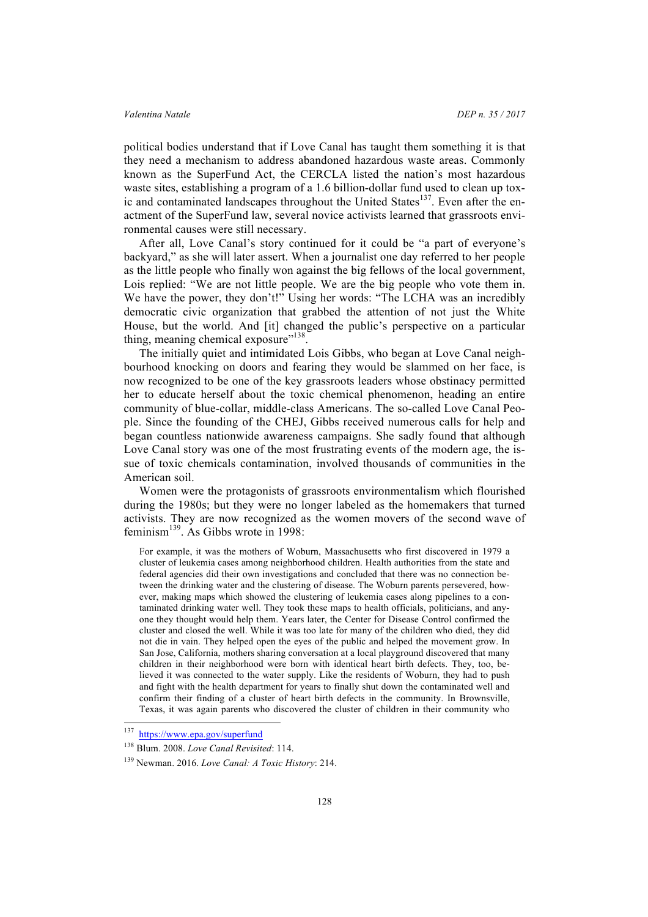political bodies understand that if Love Canal has taught them something it is that they need a mechanism to address abandoned hazardous waste areas. Commonly known as the SuperFund Act, the CERCLA listed the nation's most hazardous waste sites, establishing a program of a 1.6 billion-dollar fund used to clean up toxic and contaminated landscapes throughout the United States[137]. Even after the enactment of the SuperFund law, several novice activists learned that grassroots environmental causes were still necessary.

After all, Love Canal's story continued for it could be "a part of everyone's backyard," as she will later assert. When a journalist one day referred to her people as the little people who finally won against the big fellows of the local government, Lois replied: "We are not little people. We are the big people who vote them in. We have the power, they don't!" Using her words: "The LCHA was an incredibly democratic civic organization that grabbed the attention of not just the White House, but the world. And [it] changed the public's perspective on a particular thing, meaning chemical exposure"[138].

The initially quiet and intimidated Lois Gibbs, who began at Love Canal neighbourhood knocking on doors and fearing they would be slammed on her face, is now recognized to be one of the key grassroots leaders whose obstinacy permitted her to educate herself about the toxic chemical phenomenon, heading an entire community of blue-collar, middle-class Americans. The so-called Love Canal People. Since the founding of the CHEJ, Gibbs received numerous calls for help and began countless nationwide awareness campaigns. She sadly found that although Love Canal story was one of the most frustrating events of the modern age, the issue of toxic chemicals contamination, involved thousands of communities in the American soil.

Women were the protagonists of grassroots environmentalism which flourished during the 1980s; but they were no longer labeled as the homemakers that turned activists. They are now recognized as the women movers of the second wave of feminism[139]. As Gibbs wrote in 1998:

> For example, it was the mothers of Woburn, Massachusetts who first discovered in 1979 a cluster of leukemia cases among neighborhood children. Health authorities from the state and federal agencies did their own investigations and concluded that there was no connection between the drinking water and the clustering of disease. The Woburn parents persevered, however, making maps which showed the clustering of leukemia cases along pipelines to a contaminated drinking water well. They took these maps to health officials, politicians, and anyone they thought would help them. Years later, the Center for Disease Control confirmed the cluster and closed the well. While it was too late for many of the children who died, they did not die in vain. They helped open the eyes of the public and helped the movement grow. In San Jose, California, mothers sharing conversation at a local playground discovered that many children in their neighborhood were born with identical heart birth defects. They, too, believed it was connected to the water supply. Like the residents of Woburn, they had to push and fight with the health department for years to finally shut down the contaminated well and confirm their finding of a cluster of heart birth defects in the community. In Brownsville, Texas, it was again parents who discovered the cluster of children in their community who

---

[137] https://www.epa.gov/superfund

[138] Blum. 2008. *Love Canal Revisited*: 114.

[139] Newman. 2016. *Love Canal: A Toxic History*: 214.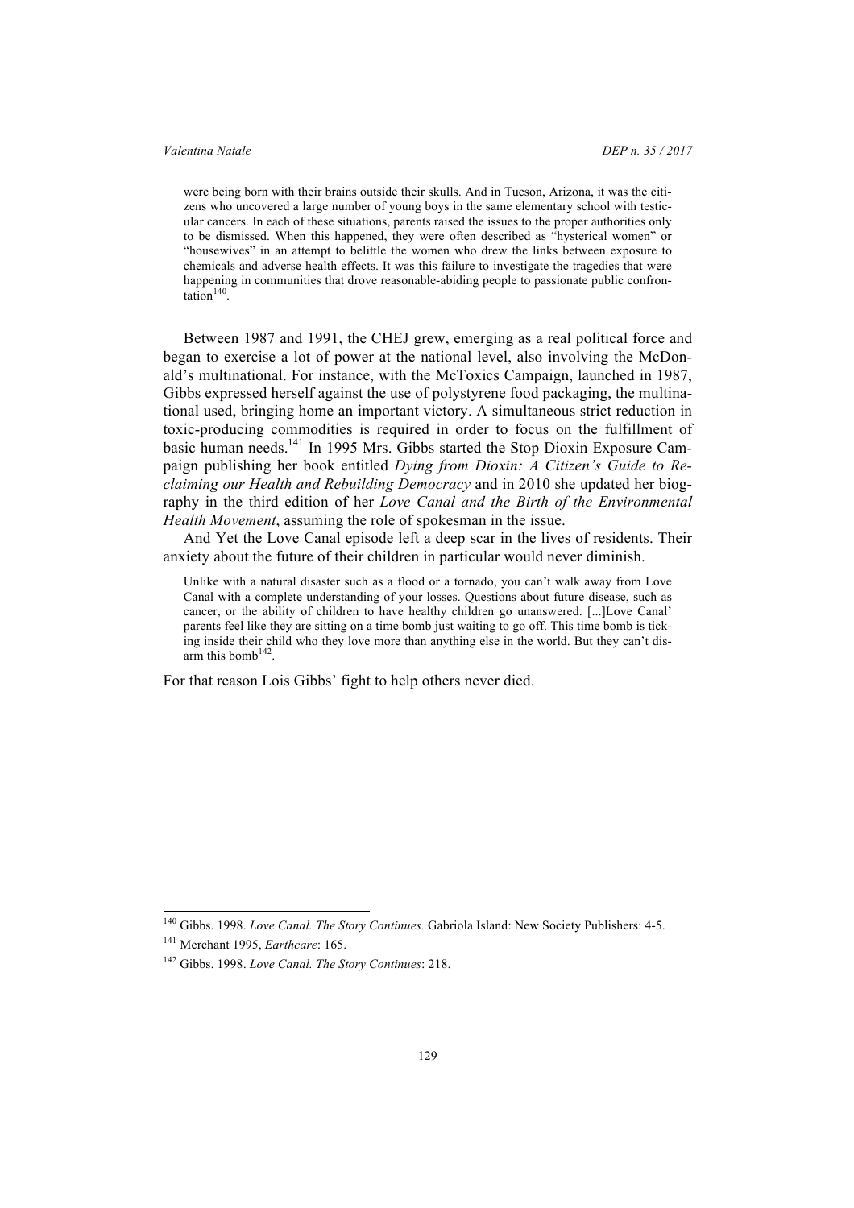> were being born with their brains outside their skulls. And in Tucson, Arizona, it was the citizens who uncovered a large number of young boys in the same elementary school with testicular cancers. In each of these situations, parents raised the issues to the proper authorities only to be dismissed. When this happened, they were often described as "hysterical women" or "housewives" in an attempt to belittle the women who drew the links between exposure to chemicals and adverse health effects. It was this failure to investigate the tragedies that were happening in communities that drove reasonable-abiding people to passionate public confrontation[140].

Between 1987 and 1991, the CHEJ grew, emerging as a real political force and began to exercise a lot of power at the national level, also involving the McDonald's multinational. For instance, with the McToxics Campaign, launched in 1987, Gibbs expressed herself against the use of polystyrene food packaging, the multinational used, bringing home an important victory. A simultaneous strict reduction in toxic-producing commodities is required in order to focus on the fulfillment of basic human needs.[141] In 1995 Mrs. Gibbs started the Stop Dioxin Exposure Campaign publishing her book entitled *Dying from Dioxin: A Citizen's Guide to Reclaiming our Health and Rebuilding Democracy* and in 2010 she updated her biography in the third edition of her *Love Canal and the Birth of the Environmental Health Movement*, assuming the role of spokesman in the issue.

And Yet the Love Canal episode left a deep scar in the lives of residents. Their anxiety about the future of their children in particular would never diminish.

> Unlike with a natural disaster such as a flood or a tornado, you can't walk away from Love Canal with a complete understanding of your losses. Questions about future disease, such as cancer, or the ability of children to have healthy children go unanswered. [...]Love Canal' parents feel like they are sitting on a time bomb just waiting to go off. This time bomb is ticking inside their child who they love more than anything else in the world. But they can't disarm this bomb[142].

For that reason Lois Gibbs' fight to help others never died.

---

[140] Gibbs. 1998. *Love Canal. The Story Continues.* Gabriola Island: New Society Publishers: 4-5.

[141] Merchant 1995, *Earthcare*: 165.

[142] Gibbs. 1998. *Love Canal. The Story Continues*: 218.